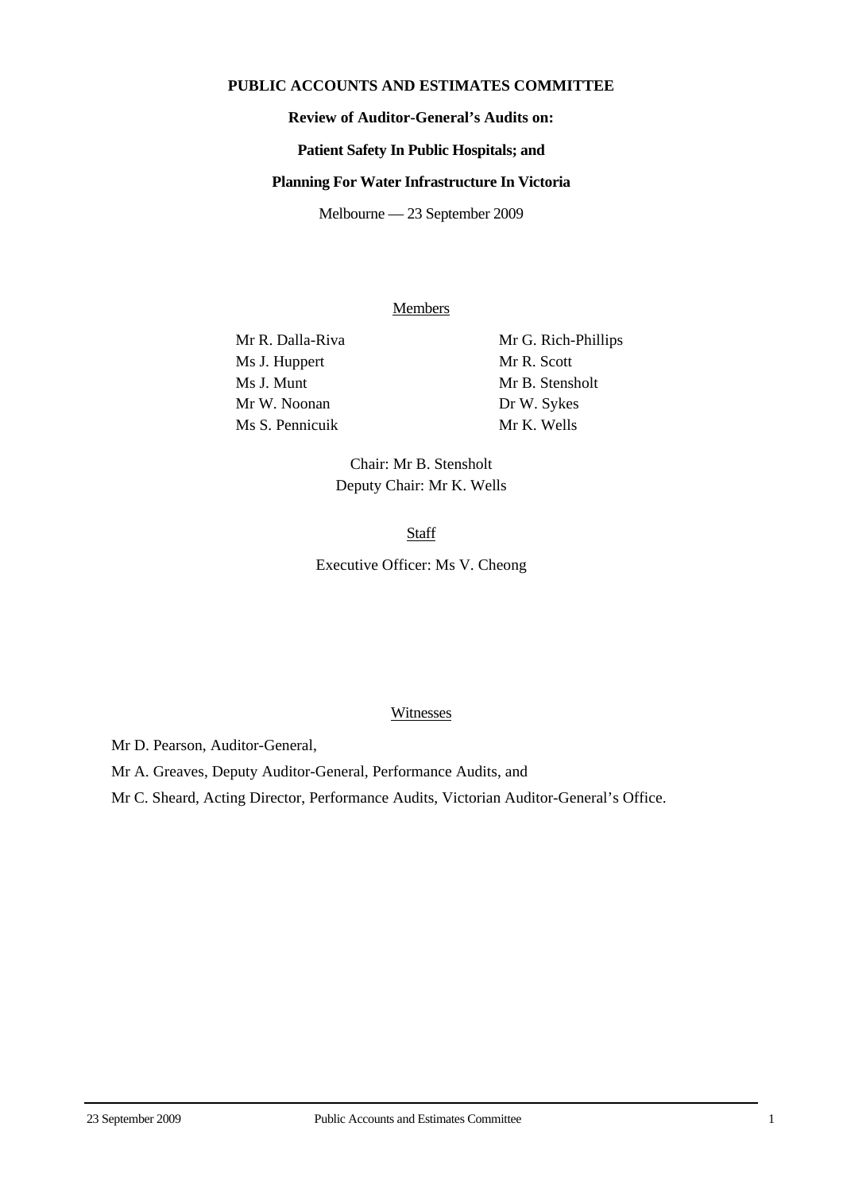**PUBLIC ACCOUNTS AND ESTIMATES COMMITTEE**

**Review of Auditor-General's Audits on:**

**Patient Safety In Public Hospitals; and**

**Planning For Water Infrastructure In Victoria**

Melbourne — 23 September 2009

Members

Mr R. Dalla-Riva
Ms J. Huppert
Ms J. Munt
Mr W. Noonan
Ms S. Pennicuik
Mr G. Rich-Phillips
Mr R. Scott
Mr B. Stensholt
Dr W. Sykes
Mr K. Wells

Chair: Mr B. Stensholt
Deputy Chair: Mr K. Wells

Staff

Executive Officer: Ms V. Cheong

Witnesses

Mr D. Pearson, Auditor-General,

Mr A. Greaves, Deputy Auditor-General, Performance Audits, and

Mr C. Sheard, Acting Director, Performance Audits, Victorian Auditor-General's Office.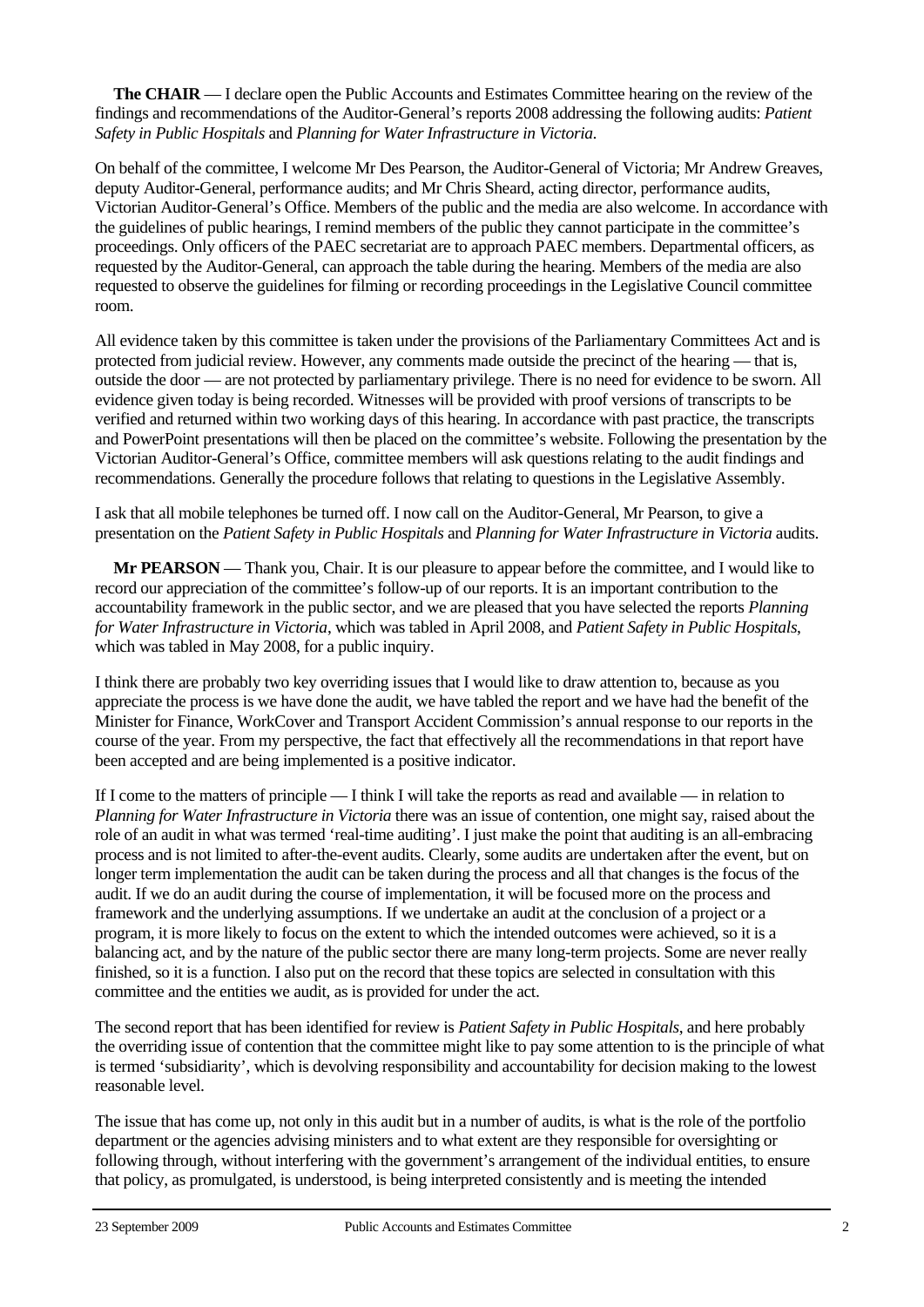**The CHAIR** — I declare open the Public Accounts and Estimates Committee hearing on the review of the findings and recommendations of the Auditor-General's reports 2008 addressing the following audits: *Patient Safety in Public Hospitals* and *Planning for Water Infrastructure in Victoria*.

On behalf of the committee, I welcome Mr Des Pearson, the Auditor-General of Victoria; Mr Andrew Greaves, deputy Auditor-General, performance audits; and Mr Chris Sheard, acting director, performance audits, Victorian Auditor-General's Office. Members of the public and the media are also welcome. In accordance with the guidelines of public hearings, I remind members of the public they cannot participate in the committee's proceedings. Only officers of the PAEC secretariat are to approach PAEC members. Departmental officers, as requested by the Auditor-General, can approach the table during the hearing. Members of the media are also requested to observe the guidelines for filming or recording proceedings in the Legislative Council committee room.

All evidence taken by this committee is taken under the provisions of the Parliamentary Committees Act and is protected from judicial review. However, any comments made outside the precinct of the hearing — that is, outside the door — are not protected by parliamentary privilege. There is no need for evidence to be sworn. All evidence given today is being recorded. Witnesses will be provided with proof versions of transcripts to be verified and returned within two working days of this hearing. In accordance with past practice, the transcripts and PowerPoint presentations will then be placed on the committee's website. Following the presentation by the Victorian Auditor-General's Office, committee members will ask questions relating to the audit findings and recommendations. Generally the procedure follows that relating to questions in the Legislative Assembly.

I ask that all mobile telephones be turned off. I now call on the Auditor-General, Mr Pearson, to give a presentation on the *Patient Safety in Public Hospitals* and *Planning for Water Infrastructure in Victoria* audits.

**Mr PEARSON** — Thank you, Chair. It is our pleasure to appear before the committee, and I would like to record our appreciation of the committee's follow-up of our reports. It is an important contribution to the accountability framework in the public sector, and we are pleased that you have selected the reports *Planning for Water Infrastructure in Victoria*, which was tabled in April 2008, and *Patient Safety in Public Hospitals*, which was tabled in May 2008, for a public inquiry.

I think there are probably two key overriding issues that I would like to draw attention to, because as you appreciate the process is we have done the audit, we have tabled the report and we have had the benefit of the Minister for Finance, WorkCover and Transport Accident Commission's annual response to our reports in the course of the year. From my perspective, the fact that effectively all the recommendations in that report have been accepted and are being implemented is a positive indicator.

If I come to the matters of principle — I think I will take the reports as read and available — in relation to *Planning for Water Infrastructure in Victoria* there was an issue of contention, one might say, raised about the role of an audit in what was termed 'real-time auditing'. I just make the point that auditing is an all-embracing process and is not limited to after-the-event audits. Clearly, some audits are undertaken after the event, but on longer term implementation the audit can be taken during the process and all that changes is the focus of the audit. If we do an audit during the course of implementation, it will be focused more on the process and framework and the underlying assumptions. If we undertake an audit at the conclusion of a project or a program, it is more likely to focus on the extent to which the intended outcomes were achieved, so it is a balancing act, and by the nature of the public sector there are many long-term projects. Some are never really finished, so it is a function. I also put on the record that these topics are selected in consultation with this committee and the entities we audit, as is provided for under the act.

The second report that has been identified for review is *Patient Safety in Public Hospitals*, and here probably the overriding issue of contention that the committee might like to pay some attention to is the principle of what is termed 'subsidiarity', which is devolving responsibility and accountability for decision making to the lowest reasonable level.

The issue that has come up, not only in this audit but in a number of audits, is what is the role of the portfolio department or the agencies advising ministers and to what extent are they responsible for oversighting or following through, without interfering with the government's arrangement of the individual entities, to ensure that policy, as promulgated, is understood, is being interpreted consistently and is meeting the intended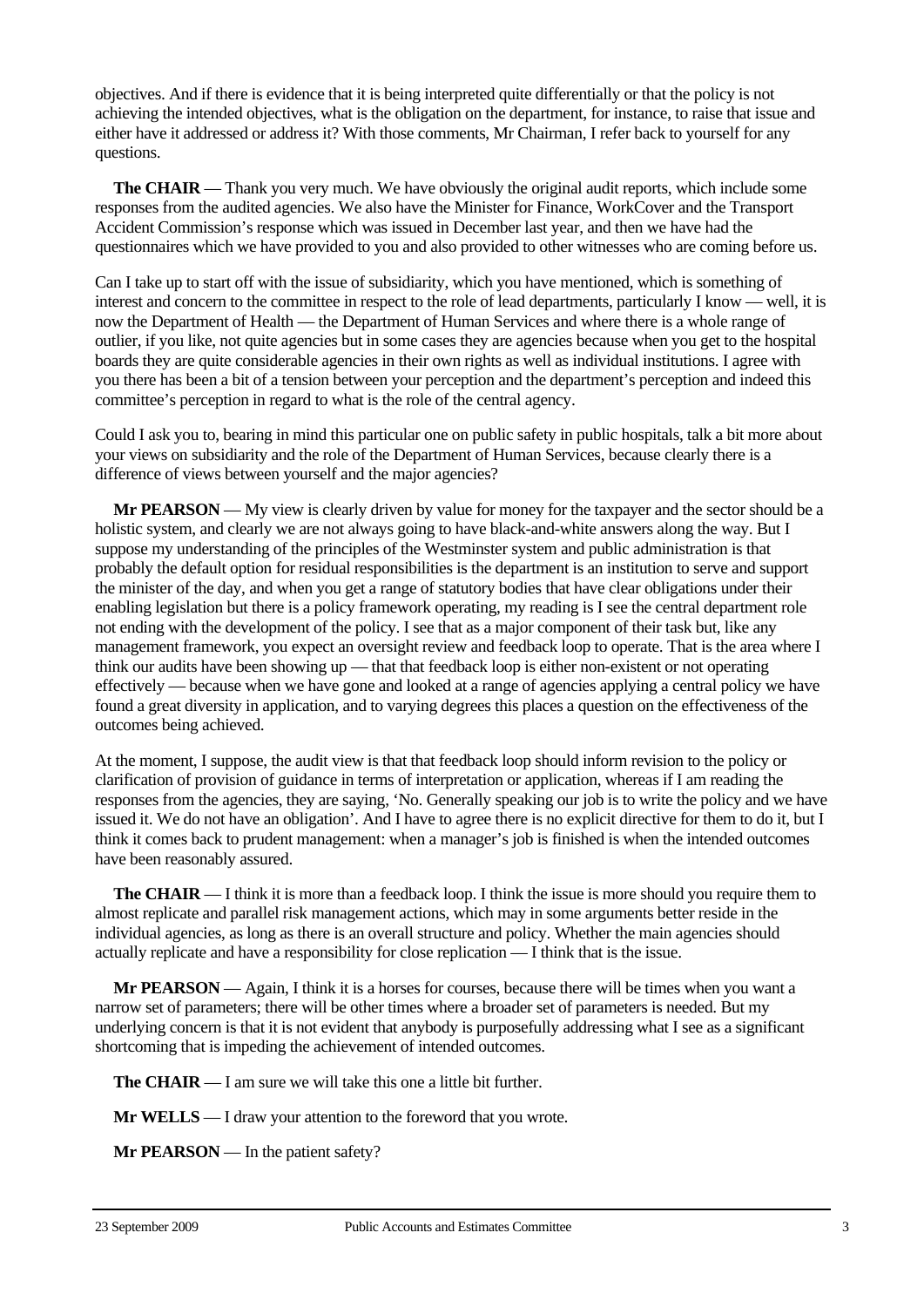objectives. And if there is evidence that it is being interpreted quite differentially or that the policy is not achieving the intended objectives, what is the obligation on the department, for instance, to raise that issue and either have it addressed or address it? With those comments, Mr Chairman, I refer back to yourself for any questions.

**The CHAIR** — Thank you very much. We have obviously the original audit reports, which include some responses from the audited agencies. We also have the Minister for Finance, WorkCover and the Transport Accident Commission's response which was issued in December last year, and then we have had the questionnaires which we have provided to you and also provided to other witnesses who are coming before us.

Can I take up to start off with the issue of subsidiarity, which you have mentioned, which is something of interest and concern to the committee in respect to the role of lead departments, particularly I know — well, it is now the Department of Health — the Department of Human Services and where there is a whole range of outlier, if you like, not quite agencies but in some cases they are agencies because when you get to the hospital boards they are quite considerable agencies in their own rights as well as individual institutions. I agree with you there has been a bit of a tension between your perception and the department's perception and indeed this committee's perception in regard to what is the role of the central agency.

Could I ask you to, bearing in mind this particular one on public safety in public hospitals, talk a bit more about your views on subsidiarity and the role of the Department of Human Services, because clearly there is a difference of views between yourself and the major agencies?

**Mr PEARSON** — My view is clearly driven by value for money for the taxpayer and the sector should be a holistic system, and clearly we are not always going to have black-and-white answers along the way. But I suppose my understanding of the principles of the Westminster system and public administration is that probably the default option for residual responsibilities is the department is an institution to serve and support the minister of the day, and when you get a range of statutory bodies that have clear obligations under their enabling legislation but there is a policy framework operating, my reading is I see the central department role not ending with the development of the policy. I see that as a major component of their task but, like any management framework, you expect an oversight review and feedback loop to operate. That is the area where I think our audits have been showing up — that that feedback loop is either non-existent or not operating effectively — because when we have gone and looked at a range of agencies applying a central policy we have found a great diversity in application, and to varying degrees this places a question on the effectiveness of the outcomes being achieved.

At the moment, I suppose, the audit view is that that feedback loop should inform revision to the policy or clarification of provision of guidance in terms of interpretation or application, whereas if I am reading the responses from the agencies, they are saying, 'No. Generally speaking our job is to write the policy and we have issued it. We do not have an obligation'. And I have to agree there is no explicit directive for them to do it, but I think it comes back to prudent management: when a manager's job is finished is when the intended outcomes have been reasonably assured.

**The CHAIR** — I think it is more than a feedback loop. I think the issue is more should you require them to almost replicate and parallel risk management actions, which may in some arguments better reside in the individual agencies, as long as there is an overall structure and policy. Whether the main agencies should actually replicate and have a responsibility for close replication — I think that is the issue.

**Mr PEARSON** — Again, I think it is a horses for courses, because there will be times when you want a narrow set of parameters; there will be other times where a broader set of parameters is needed. But my underlying concern is that it is not evident that anybody is purposefully addressing what I see as a significant shortcoming that is impeding the achievement of intended outcomes.

**The CHAIR** — I am sure we will take this one a little bit further.

**Mr WELLS** — I draw your attention to the foreword that you wrote.

**Mr PEARSON** — In the patient safety?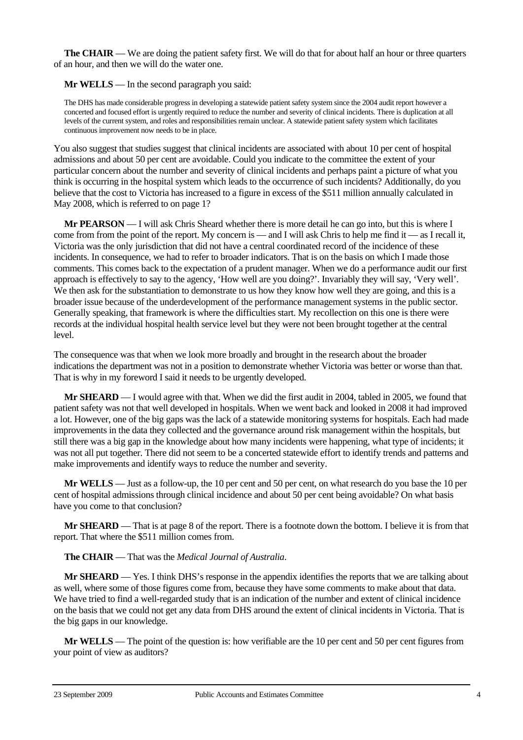**The CHAIR** — We are doing the patient safety first. We will do that for about half an hour or three quarters of an hour, and then we will do the water one.

**Mr WELLS** — In the second paragraph you said:

> The DHS has made considerable progress in developing a statewide patient safety system since the 2004 audit report however a concerted and focused effort is urgently required to reduce the number and severity of clinical incidents. There is duplication at all levels of the current system, and roles and responsibilities remain unclear. A statewide patient safety system which facilitates continuous improvement now needs to be in place.

You also suggest that studies suggest that clinical incidents are associated with about 10 per cent of hospital admissions and about 50 per cent are avoidable. Could you indicate to the committee the extent of your particular concern about the number and severity of clinical incidents and perhaps paint a picture of what you think is occurring in the hospital system which leads to the occurrence of such incidents? Additionally, do you believe that the cost to Victoria has increased to a figure in excess of the $511 million annually calculated in May 2008, which is referred to on page 1?

**Mr PEARSON** — I will ask Chris Sheard whether there is more detail he can go into, but this is where I come from from the point of the report. My concern is — and I will ask Chris to help me find it — as I recall it, Victoria was the only jurisdiction that did not have a central coordinated record of the incidence of these incidents. In consequence, we had to refer to broader indicators. That is on the basis on which I made those comments. This comes back to the expectation of a prudent manager. When we do a performance audit our first approach is effectively to say to the agency, 'How well are you doing?'. Invariably they will say, 'Very well'. We then ask for the substantiation to demonstrate to us how they know how well they are going, and this is a broader issue because of the underdevelopment of the performance management systems in the public sector. Generally speaking, that framework is where the difficulties start. My recollection on this one is there were records at the individual hospital health service level but they were not been brought together at the central level.

The consequence was that when we look more broadly and brought in the research about the broader indications the department was not in a position to demonstrate whether Victoria was better or worse than that. That is why in my foreword I said it needs to be urgently developed.

**Mr SHEARD** — I would agree with that. When we did the first audit in 2004, tabled in 2005, we found that patient safety was not that well developed in hospitals. When we went back and looked in 2008 it had improved a lot. However, one of the big gaps was the lack of a statewide monitoring systems for hospitals. Each had made improvements in the data they collected and the governance around risk management within the hospitals, but still there was a big gap in the knowledge about how many incidents were happening, what type of incidents; it was not all put together. There did not seem to be a concerted statewide effort to identify trends and patterns and make improvements and identify ways to reduce the number and severity.

**Mr WELLS** — Just as a follow-up, the 10 per cent and 50 per cent, on what research do you base the 10 per cent of hospital admissions through clinical incidence and about 50 per cent being avoidable? On what basis have you come to that conclusion?

**Mr SHEARD** — That is at page 8 of the report. There is a footnote down the bottom. I believe it is from that report. That where the $511 million comes from.

**The CHAIR** — That was the *Medical Journal of Australia*.

**Mr SHEARD** — Yes. I think DHS's response in the appendix identifies the reports that we are talking about as well, where some of those figures come from, because they have some comments to make about that data. We have tried to find a well-regarded study that is an indication of the number and extent of clinical incidence on the basis that we could not get any data from DHS around the extent of clinical incidents in Victoria. That is the big gaps in our knowledge.

**Mr WELLS** — The point of the question is: how verifiable are the 10 per cent and 50 per cent figures from your point of view as auditors?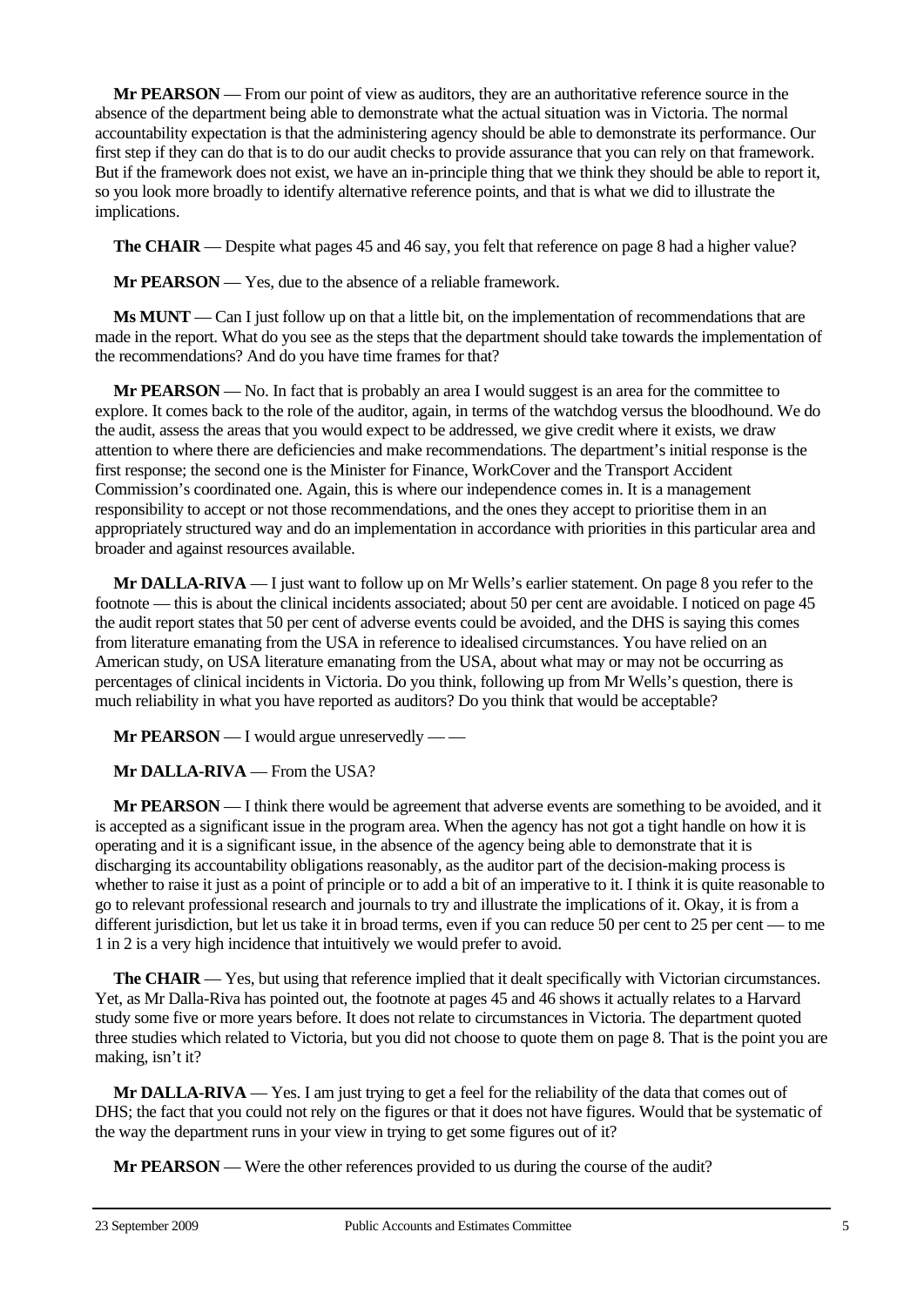**Mr PEARSON** — From our point of view as auditors, they are an authoritative reference source in the absence of the department being able to demonstrate what the actual situation was in Victoria. The normal accountability expectation is that the administering agency should be able to demonstrate its performance. Our first step if they can do that is to do our audit checks to provide assurance that you can rely on that framework. But if the framework does not exist, we have an in-principle thing that we think they should be able to report it, so you look more broadly to identify alternative reference points, and that is what we did to illustrate the implications.

**The CHAIR** — Despite what pages 45 and 46 say, you felt that reference on page 8 had a higher value?

**Mr PEARSON** — Yes, due to the absence of a reliable framework.

**Ms MUNT** — Can I just follow up on that a little bit, on the implementation of recommendations that are made in the report. What do you see as the steps that the department should take towards the implementation of the recommendations? And do you have time frames for that?

**Mr PEARSON** — No. In fact that is probably an area I would suggest is an area for the committee to explore. It comes back to the role of the auditor, again, in terms of the watchdog versus the bloodhound. We do the audit, assess the areas that you would expect to be addressed, we give credit where it exists, we draw attention to where there are deficiencies and make recommendations. The department's initial response is the first response; the second one is the Minister for Finance, WorkCover and the Transport Accident Commission's coordinated one. Again, this is where our independence comes in. It is a management responsibility to accept or not those recommendations, and the ones they accept to prioritise them in an appropriately structured way and do an implementation in accordance with priorities in this particular area and broader and against resources available.

**Mr DALLA-RIVA** — I just want to follow up on Mr Wells's earlier statement. On page 8 you refer to the footnote — this is about the clinical incidents associated; about 50 per cent are avoidable. I noticed on page 45 the audit report states that 50 per cent of adverse events could be avoided, and the DHS is saying this comes from literature emanating from the USA in reference to idealised circumstances. You have relied on an American study, on USA literature emanating from the USA, about what may or may not be occurring as percentages of clinical incidents in Victoria. Do you think, following up from Mr Wells's question, there is much reliability in what you have reported as auditors? Do you think that would be acceptable?

**Mr PEARSON** — I would argue unreservedly — —

**Mr DALLA-RIVA** — From the USA?

**Mr PEARSON** — I think there would be agreement that adverse events are something to be avoided, and it is accepted as a significant issue in the program area. When the agency has not got a tight handle on how it is operating and it is a significant issue, in the absence of the agency being able to demonstrate that it is discharging its accountability obligations reasonably, as the auditor part of the decision-making process is whether to raise it just as a point of principle or to add a bit of an imperative to it. I think it is quite reasonable to go to relevant professional research and journals to try and illustrate the implications of it. Okay, it is from a different jurisdiction, but let us take it in broad terms, even if you can reduce 50 per cent to 25 per cent — to me 1 in 2 is a very high incidence that intuitively we would prefer to avoid.

**The CHAIR** — Yes, but using that reference implied that it dealt specifically with Victorian circumstances. Yet, as Mr Dalla-Riva has pointed out, the footnote at pages 45 and 46 shows it actually relates to a Harvard study some five or more years before. It does not relate to circumstances in Victoria. The department quoted three studies which related to Victoria, but you did not choose to quote them on page 8. That is the point you are making, isn't it?

**Mr DALLA-RIVA** — Yes. I am just trying to get a feel for the reliability of the data that comes out of DHS; the fact that you could not rely on the figures or that it does not have figures. Would that be systematic of the way the department runs in your view in trying to get some figures out of it?

**Mr PEARSON** — Were the other references provided to us during the course of the audit?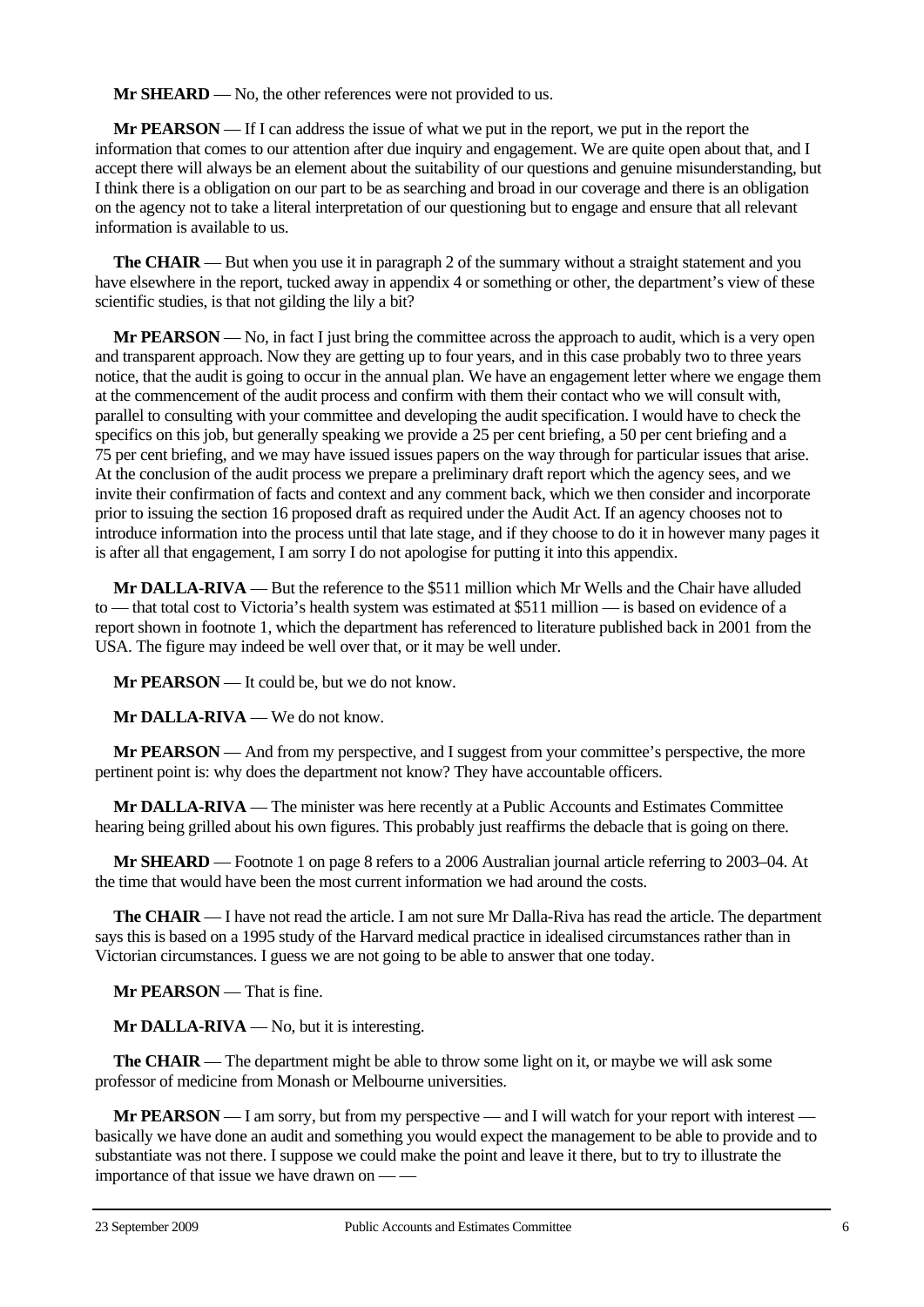**Mr SHEARD** — No, the other references were not provided to us.

**Mr PEARSON** — If I can address the issue of what we put in the report, we put in the report the information that comes to our attention after due inquiry and engagement. We are quite open about that, and I accept there will always be an element about the suitability of our questions and genuine misunderstanding, but I think there is a obligation on our part to be as searching and broad in our coverage and there is an obligation on the agency not to take a literal interpretation of our questioning but to engage and ensure that all relevant information is available to us.

**The CHAIR** — But when you use it in paragraph 2 of the summary without a straight statement and you have elsewhere in the report, tucked away in appendix 4 or something or other, the department's view of these scientific studies, is that not gilding the lily a bit?

**Mr PEARSON** — No, in fact I just bring the committee across the approach to audit, which is a very open and transparent approach. Now they are getting up to four years, and in this case probably two to three years notice, that the audit is going to occur in the annual plan. We have an engagement letter where we engage them at the commencement of the audit process and confirm with them their contact who we will consult with, parallel to consulting with your committee and developing the audit specification. I would have to check the specifics on this job, but generally speaking we provide a 25 per cent briefing, a 50 per cent briefing and a 75 per cent briefing, and we may have issued issues papers on the way through for particular issues that arise. At the conclusion of the audit process we prepare a preliminary draft report which the agency sees, and we invite their confirmation of facts and context and any comment back, which we then consider and incorporate prior to issuing the section 16 proposed draft as required under the Audit Act. If an agency chooses not to introduce information into the process until that late stage, and if they choose to do it in however many pages it is after all that engagement, I am sorry I do not apologise for putting it into this appendix.

**Mr DALLA-RIVA** — But the reference to the $511 million which Mr Wells and the Chair have alluded to — that total cost to Victoria's health system was estimated at $511 million — is based on evidence of a report shown in footnote 1, which the department has referenced to literature published back in 2001 from the USA. The figure may indeed be well over that, or it may be well under.

**Mr PEARSON** — It could be, but we do not know.

**Mr DALLA-RIVA** — We do not know.

**Mr PEARSON** — And from my perspective, and I suggest from your committee's perspective, the more pertinent point is: why does the department not know? They have accountable officers.

**Mr DALLA-RIVA** — The minister was here recently at a Public Accounts and Estimates Committee hearing being grilled about his own figures. This probably just reaffirms the debacle that is going on there.

**Mr SHEARD** — Footnote 1 on page 8 refers to a 2006 Australian journal article referring to 2003–04. At the time that would have been the most current information we had around the costs.

**The CHAIR** — I have not read the article. I am not sure Mr Dalla-Riva has read the article. The department says this is based on a 1995 study of the Harvard medical practice in idealised circumstances rather than in Victorian circumstances. I guess we are not going to be able to answer that one today.

**Mr PEARSON** — That is fine.

**Mr DALLA-RIVA** — No, but it is interesting.

**The CHAIR** — The department might be able to throw some light on it, or maybe we will ask some professor of medicine from Monash or Melbourne universities.

**Mr PEARSON** — I am sorry, but from my perspective — and I will watch for your report with interest — basically we have done an audit and something you would expect the management to be able to provide and to substantiate was not there. I suppose we could make the point and leave it there, but to try to illustrate the importance of that issue we have drawn on — —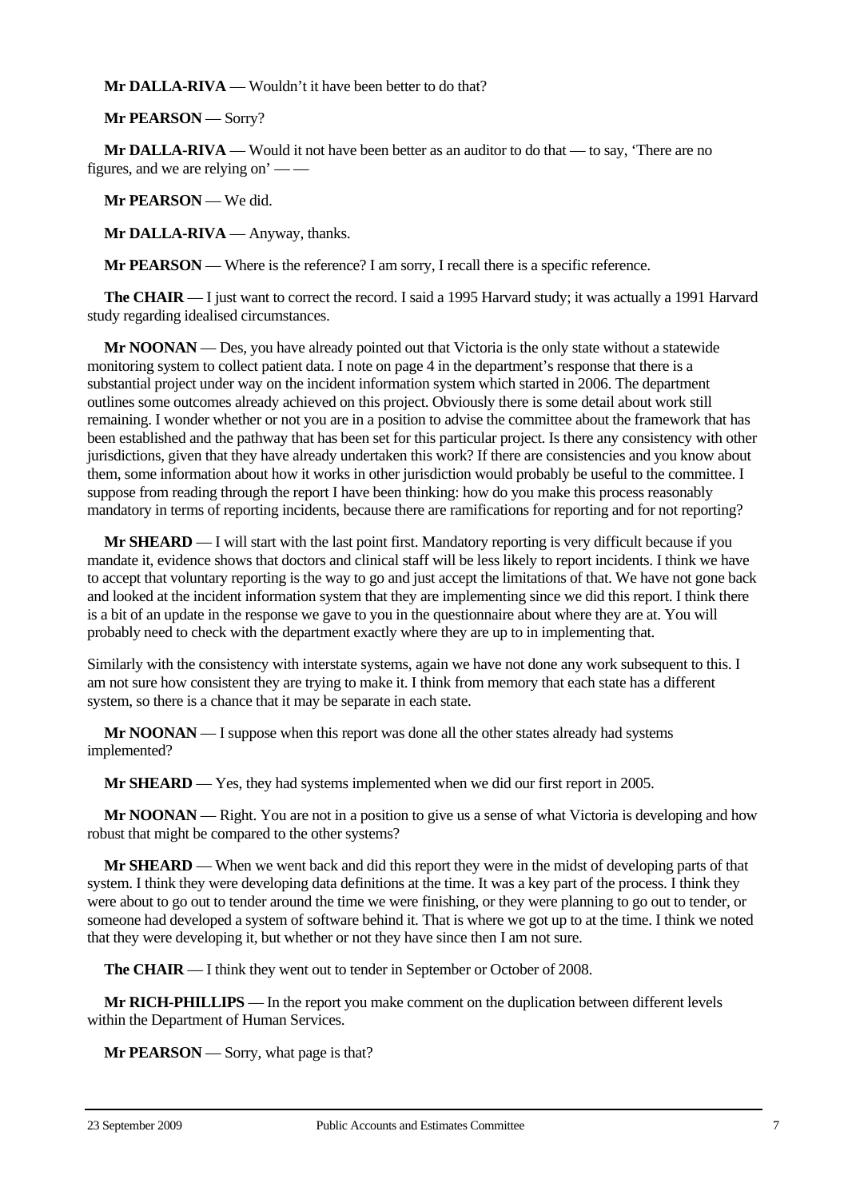**Mr DALLA-RIVA** — Wouldn't it have been better to do that?

**Mr PEARSON** — Sorry?

**Mr DALLA-RIVA** — Would it not have been better as an auditor to do that — to say, 'There are no figures, and we are relying on' — —

**Mr PEARSON** — We did.

**Mr DALLA-RIVA** — Anyway, thanks.

**Mr PEARSON** — Where is the reference? I am sorry, I recall there is a specific reference.

**The CHAIR** — I just want to correct the record. I said a 1995 Harvard study; it was actually a 1991 Harvard study regarding idealised circumstances.

**Mr NOONAN** — Des, you have already pointed out that Victoria is the only state without a statewide monitoring system to collect patient data. I note on page 4 in the department's response that there is a substantial project under way on the incident information system which started in 2006. The department outlines some outcomes already achieved on this project. Obviously there is some detail about work still remaining. I wonder whether or not you are in a position to advise the committee about the framework that has been established and the pathway that has been set for this particular project. Is there any consistency with other jurisdictions, given that they have already undertaken this work? If there are consistencies and you know about them, some information about how it works in other jurisdiction would probably be useful to the committee. I suppose from reading through the report I have been thinking: how do you make this process reasonably mandatory in terms of reporting incidents, because there are ramifications for reporting and for not reporting?

**Mr SHEARD** — I will start with the last point first. Mandatory reporting is very difficult because if you mandate it, evidence shows that doctors and clinical staff will be less likely to report incidents. I think we have to accept that voluntary reporting is the way to go and just accept the limitations of that. We have not gone back and looked at the incident information system that they are implementing since we did this report. I think there is a bit of an update in the response we gave to you in the questionnaire about where they are at. You will probably need to check with the department exactly where they are up to in implementing that.

Similarly with the consistency with interstate systems, again we have not done any work subsequent to this. I am not sure how consistent they are trying to make it. I think from memory that each state has a different system, so there is a chance that it may be separate in each state.

**Mr NOONAN** — I suppose when this report was done all the other states already had systems implemented?

**Mr SHEARD** — Yes, they had systems implemented when we did our first report in 2005.

**Mr NOONAN** — Right. You are not in a position to give us a sense of what Victoria is developing and how robust that might be compared to the other systems?

**Mr SHEARD** — When we went back and did this report they were in the midst of developing parts of that system. I think they were developing data definitions at the time. It was a key part of the process. I think they were about to go out to tender around the time we were finishing, or they were planning to go out to tender, or someone had developed a system of software behind it. That is where we got up to at the time. I think we noted that they were developing it, but whether or not they have since then I am not sure.

**The CHAIR** — I think they went out to tender in September or October of 2008.

**Mr RICH-PHILLIPS** — In the report you make comment on the duplication between different levels within the Department of Human Services.

**Mr PEARSON** — Sorry, what page is that?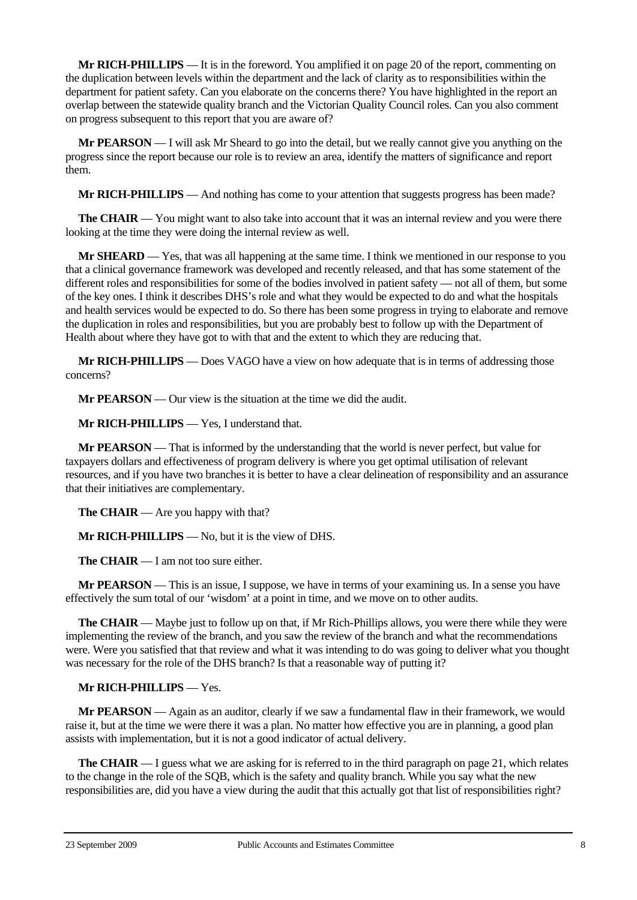**Mr RICH-PHILLIPS** — It is in the foreword. You amplified it on page 20 of the report, commenting on the duplication between levels within the department and the lack of clarity as to responsibilities within the department for patient safety. Can you elaborate on the concerns there? You have highlighted in the report an overlap between the statewide quality branch and the Victorian Quality Council roles. Can you also comment on progress subsequent to this report that you are aware of?

**Mr PEARSON** — I will ask Mr Sheard to go into the detail, but we really cannot give you anything on the progress since the report because our role is to review an area, identify the matters of significance and report them.

**Mr RICH-PHILLIPS** — And nothing has come to your attention that suggests progress has been made?

**The CHAIR** — You might want to also take into account that it was an internal review and you were there looking at the time they were doing the internal review as well.

**Mr SHEARD** — Yes, that was all happening at the same time. I think we mentioned in our response to you that a clinical governance framework was developed and recently released, and that has some statement of the different roles and responsibilities for some of the bodies involved in patient safety — not all of them, but some of the key ones. I think it describes DHS's role and what they would be expected to do and what the hospitals and health services would be expected to do. So there has been some progress in trying to elaborate and remove the duplication in roles and responsibilities, but you are probably best to follow up with the Department of Health about where they have got to with that and the extent to which they are reducing that.

**Mr RICH-PHILLIPS** — Does VAGO have a view on how adequate that is in terms of addressing those concerns?

**Mr PEARSON** — Our view is the situation at the time we did the audit.

**Mr RICH-PHILLIPS** — Yes, I understand that.

**Mr PEARSON** — That is informed by the understanding that the world is never perfect, but value for taxpayers dollars and effectiveness of program delivery is where you get optimal utilisation of relevant resources, and if you have two branches it is better to have a clear delineation of responsibility and an assurance that their initiatives are complementary.

**The CHAIR** — Are you happy with that?

**Mr RICH-PHILLIPS** — No, but it is the view of DHS.

**The CHAIR** — I am not too sure either.

**Mr PEARSON** — This is an issue, I suppose, we have in terms of your examining us. In a sense you have effectively the sum total of our 'wisdom' at a point in time, and we move on to other audits.

**The CHAIR** — Maybe just to follow up on that, if Mr Rich-Phillips allows, you were there while they were implementing the review of the branch, and you saw the review of the branch and what the recommendations were. Were you satisfied that that review and what it was intending to do was going to deliver what you thought was necessary for the role of the DHS branch? Is that a reasonable way of putting it?

**Mr RICH-PHILLIPS** — Yes.

**Mr PEARSON** — Again as an auditor, clearly if we saw a fundamental flaw in their framework, we would raise it, but at the time we were there it was a plan. No matter how effective you are in planning, a good plan assists with implementation, but it is not a good indicator of actual delivery.

**The CHAIR** — I guess what we are asking for is referred to in the third paragraph on page 21, which relates to the change in the role of the SQB, which is the safety and quality branch. While you say what the new responsibilities are, did you have a view during the audit that this actually got that list of responsibilities right?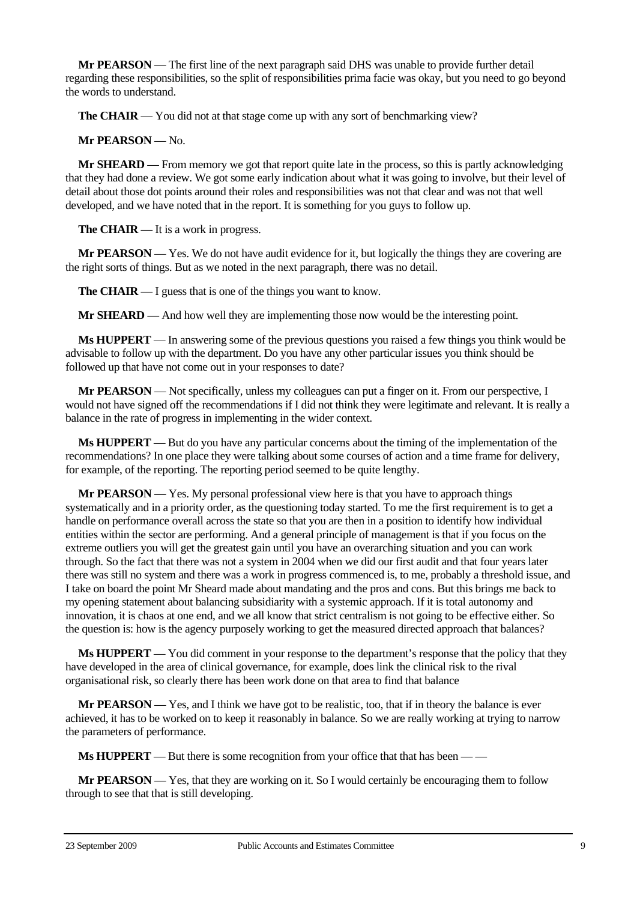**Mr PEARSON** — The first line of the next paragraph said DHS was unable to provide further detail regarding these responsibilities, so the split of responsibilities prima facie was okay, but you need to go beyond the words to understand.

**The CHAIR** — You did not at that stage come up with any sort of benchmarking view?

**Mr PEARSON** — No.

**Mr SHEARD** — From memory we got that report quite late in the process, so this is partly acknowledging that they had done a review. We got some early indication about what it was going to involve, but their level of detail about those dot points around their roles and responsibilities was not that clear and was not that well developed, and we have noted that in the report. It is something for you guys to follow up.

**The CHAIR** — It is a work in progress.

**Mr PEARSON** — Yes. We do not have audit evidence for it, but logically the things they are covering are the right sorts of things. But as we noted in the next paragraph, there was no detail.

**The CHAIR** — I guess that is one of the things you want to know.

**Mr SHEARD** — And how well they are implementing those now would be the interesting point.

**Ms HUPPERT** — In answering some of the previous questions you raised a few things you think would be advisable to follow up with the department. Do you have any other particular issues you think should be followed up that have not come out in your responses to date?

**Mr PEARSON** — Not specifically, unless my colleagues can put a finger on it. From our perspective, I would not have signed off the recommendations if I did not think they were legitimate and relevant. It is really a balance in the rate of progress in implementing in the wider context.

**Ms HUPPERT** — But do you have any particular concerns about the timing of the implementation of the recommendations? In one place they were talking about some courses of action and a time frame for delivery, for example, of the reporting. The reporting period seemed to be quite lengthy.

**Mr PEARSON** — Yes. My personal professional view here is that you have to approach things systematically and in a priority order, as the questioning today started. To me the first requirement is to get a handle on performance overall across the state so that you are then in a position to identify how individual entities within the sector are performing. And a general principle of management is that if you focus on the extreme outliers you will get the greatest gain until you have an overarching situation and you can work through. So the fact that there was not a system in 2004 when we did our first audit and that four years later there was still no system and there was a work in progress commenced is, to me, probably a threshold issue, and I take on board the point Mr Sheard made about mandating and the pros and cons. But this brings me back to my opening statement about balancing subsidiarity with a systemic approach. If it is total autonomy and innovation, it is chaos at one end, and we all know that strict centralism is not going to be effective either. So the question is: how is the agency purposely working to get the measured directed approach that balances?

**Ms HUPPERT** — You did comment in your response to the department's response that the policy that they have developed in the area of clinical governance, for example, does link the clinical risk to the rival organisational risk, so clearly there has been work done on that area to find that balance

**Mr PEARSON** — Yes, and I think we have got to be realistic, too, that if in theory the balance is ever achieved, it has to be worked on to keep it reasonably in balance. So we are really working at trying to narrow the parameters of performance.

**Ms HUPPERT** — But there is some recognition from your office that that has been — —

**Mr PEARSON** — Yes, that they are working on it. So I would certainly be encouraging them to follow through to see that that is still developing.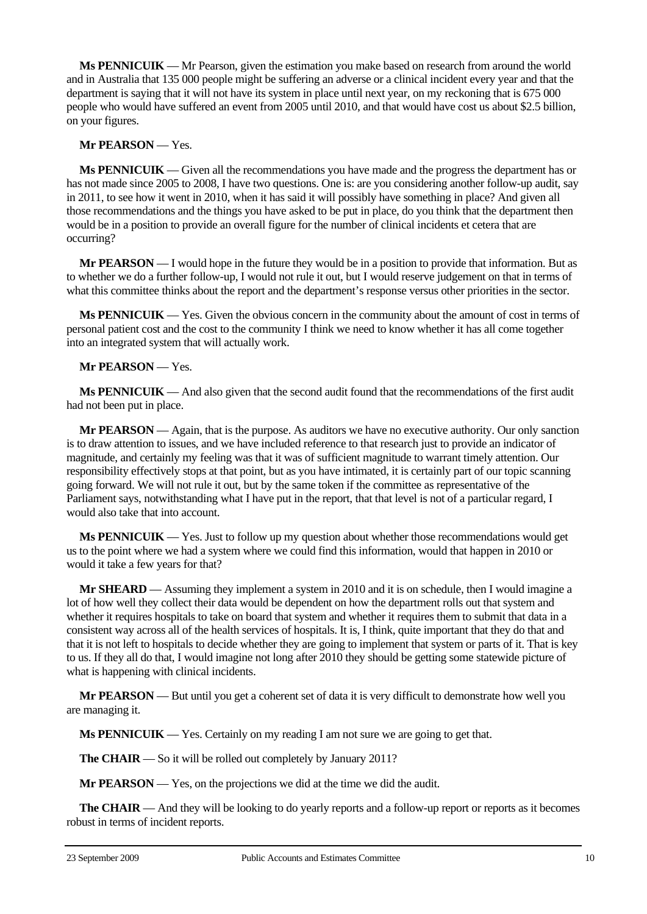**Ms PENNICUIK** — Mr Pearson, given the estimation you make based on research from around the world and in Australia that 135 000 people might be suffering an adverse or a clinical incident every year and that the department is saying that it will not have its system in place until next year, on my reckoning that is 675 000 people who would have suffered an event from 2005 until 2010, and that would have cost us about $2.5 billion, on your figures.

**Mr PEARSON** — Yes.

**Ms PENNICUIK** — Given all the recommendations you have made and the progress the department has or has not made since 2005 to 2008, I have two questions. One is: are you considering another follow-up audit, say in 2011, to see how it went in 2010, when it has said it will possibly have something in place? And given all those recommendations and the things you have asked to be put in place, do you think that the department then would be in a position to provide an overall figure for the number of clinical incidents et cetera that are occurring?

**Mr PEARSON** — I would hope in the future they would be in a position to provide that information. But as to whether we do a further follow-up, I would not rule it out, but I would reserve judgement on that in terms of what this committee thinks about the report and the department's response versus other priorities in the sector.

**Ms PENNICUIK** — Yes. Given the obvious concern in the community about the amount of cost in terms of personal patient cost and the cost to the community I think we need to know whether it has all come together into an integrated system that will actually work.

**Mr PEARSON** — Yes.

**Ms PENNICUIK** — And also given that the second audit found that the recommendations of the first audit had not been put in place.

**Mr PEARSON** — Again, that is the purpose. As auditors we have no executive authority. Our only sanction is to draw attention to issues, and we have included reference to that research just to provide an indicator of magnitude, and certainly my feeling was that it was of sufficient magnitude to warrant timely attention. Our responsibility effectively stops at that point, but as you have intimated, it is certainly part of our topic scanning going forward. We will not rule it out, but by the same token if the committee as representative of the Parliament says, notwithstanding what I have put in the report, that that level is not of a particular regard, I would also take that into account.

**Ms PENNICUIK** — Yes. Just to follow up my question about whether those recommendations would get us to the point where we had a system where we could find this information, would that happen in 2010 or would it take a few years for that?

**Mr SHEARD** — Assuming they implement a system in 2010 and it is on schedule, then I would imagine a lot of how well they collect their data would be dependent on how the department rolls out that system and whether it requires hospitals to take on board that system and whether it requires them to submit that data in a consistent way across all of the health services of hospitals. It is, I think, quite important that they do that and that it is not left to hospitals to decide whether they are going to implement that system or parts of it. That is key to us. If they all do that, I would imagine not long after 2010 they should be getting some statewide picture of what is happening with clinical incidents.

**Mr PEARSON** — But until you get a coherent set of data it is very difficult to demonstrate how well you are managing it.

**Ms PENNICUIK** — Yes. Certainly on my reading I am not sure we are going to get that.

**The CHAIR** — So it will be rolled out completely by January 2011?

**Mr PEARSON** — Yes, on the projections we did at the time we did the audit.

**The CHAIR** — And they will be looking to do yearly reports and a follow-up report or reports as it becomes robust in terms of incident reports.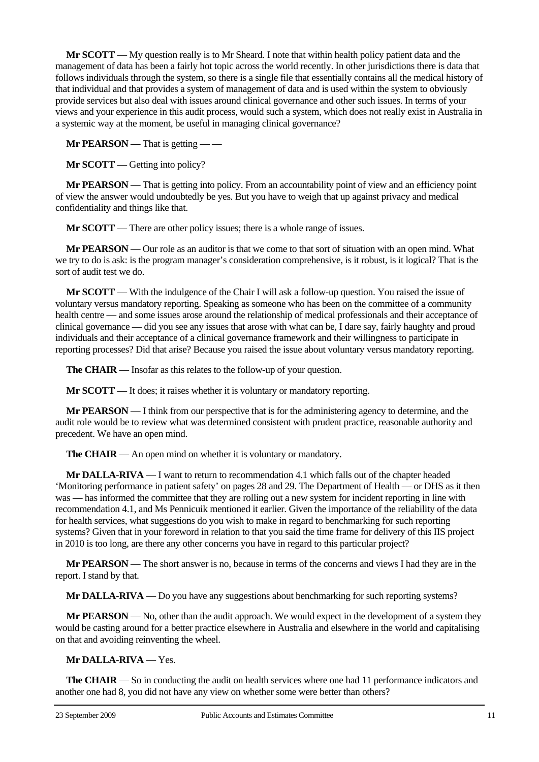**Mr SCOTT** — My question really is to Mr Sheard. I note that within health policy patient data and the management of data has been a fairly hot topic across the world recently. In other jurisdictions there is data that follows individuals through the system, so there is a single file that essentially contains all the medical history of that individual and that provides a system of management of data and is used within the system to obviously provide services but also deal with issues around clinical governance and other such issues. In terms of your views and your experience in this audit process, would such a system, which does not really exist in Australia in a systemic way at the moment, be useful in managing clinical governance?

**Mr PEARSON** — That is getting — —

**Mr SCOTT** — Getting into policy?

**Mr PEARSON** — That is getting into policy. From an accountability point of view and an efficiency point of view the answer would undoubtedly be yes. But you have to weigh that up against privacy and medical confidentiality and things like that.

**Mr SCOTT** — There are other policy issues; there is a whole range of issues.

**Mr PEARSON** — Our role as an auditor is that we come to that sort of situation with an open mind. What we try to do is ask: is the program manager's consideration comprehensive, is it robust, is it logical? That is the sort of audit test we do.

**Mr SCOTT** — With the indulgence of the Chair I will ask a follow-up question. You raised the issue of voluntary versus mandatory reporting. Speaking as someone who has been on the committee of a community health centre — and some issues arose around the relationship of medical professionals and their acceptance of clinical governance — did you see any issues that arose with what can be, I dare say, fairly haughty and proud individuals and their acceptance of a clinical governance framework and their willingness to participate in reporting processes? Did that arise? Because you raised the issue about voluntary versus mandatory reporting.

**The CHAIR** — Insofar as this relates to the follow-up of your question.

**Mr SCOTT** — It does; it raises whether it is voluntary or mandatory reporting.

**Mr PEARSON** — I think from our perspective that is for the administering agency to determine, and the audit role would be to review what was determined consistent with prudent practice, reasonable authority and precedent. We have an open mind.

**The CHAIR** — An open mind on whether it is voluntary or mandatory.

**Mr DALLA-RIVA** — I want to return to recommendation 4.1 which falls out of the chapter headed 'Monitoring performance in patient safety' on pages 28 and 29. The Department of Health — or DHS as it then was — has informed the committee that they are rolling out a new system for incident reporting in line with recommendation 4.1, and Ms Pennicuik mentioned it earlier. Given the importance of the reliability of the data for health services, what suggestions do you wish to make in regard to benchmarking for such reporting systems? Given that in your foreword in relation to that you said the time frame for delivery of this IIS project in 2010 is too long, are there any other concerns you have in regard to this particular project?

**Mr PEARSON** — The short answer is no, because in terms of the concerns and views I had they are in the report. I stand by that.

**Mr DALLA-RIVA** — Do you have any suggestions about benchmarking for such reporting systems?

**Mr PEARSON** — No, other than the audit approach. We would expect in the development of a system they would be casting around for a better practice elsewhere in Australia and elsewhere in the world and capitalising on that and avoiding reinventing the wheel.

**Mr DALLA-RIVA** — Yes.

**The CHAIR** — So in conducting the audit on health services where one had 11 performance indicators and another one had 8, you did not have any view on whether some were better than others?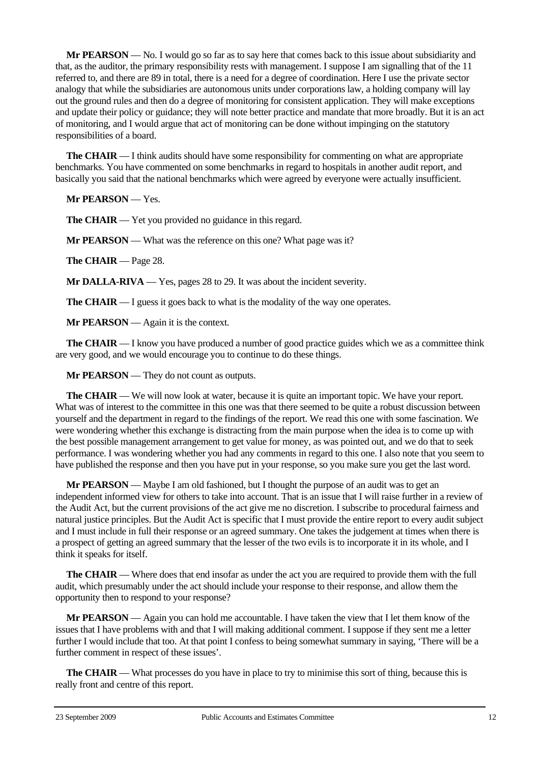**Mr PEARSON** — No. I would go so far as to say here that comes back to this issue about subsidiarity and that, as the auditor, the primary responsibility rests with management. I suppose I am signalling that of the 11 referred to, and there are 89 in total, there is a need for a degree of coordination. Here I use the private sector analogy that while the subsidiaries are autonomous units under corporations law, a holding company will lay out the ground rules and then do a degree of monitoring for consistent application. They will make exceptions and update their policy or guidance; they will note better practice and mandate that more broadly. But it is an act of monitoring, and I would argue that act of monitoring can be done without impinging on the statutory responsibilities of a board.

**The CHAIR** — I think audits should have some responsibility for commenting on what are appropriate benchmarks. You have commented on some benchmarks in regard to hospitals in another audit report, and basically you said that the national benchmarks which were agreed by everyone were actually insufficient.

**Mr PEARSON** — Yes.

**The CHAIR** — Yet you provided no guidance in this regard.

**Mr PEARSON** — What was the reference on this one? What page was it?

**The CHAIR** — Page 28.

**Mr DALLA-RIVA** — Yes, pages 28 to 29. It was about the incident severity.

**The CHAIR** — I guess it goes back to what is the modality of the way one operates.

**Mr PEARSON** — Again it is the context.

**The CHAIR** — I know you have produced a number of good practice guides which we as a committee think are very good, and we would encourage you to continue to do these things.

**Mr PEARSON** — They do not count as outputs.

**The CHAIR** — We will now look at water, because it is quite an important topic. We have your report. What was of interest to the committee in this one was that there seemed to be quite a robust discussion between yourself and the department in regard to the findings of the report. We read this one with some fascination. We were wondering whether this exchange is distracting from the main purpose when the idea is to come up with the best possible management arrangement to get value for money, as was pointed out, and we do that to seek performance. I was wondering whether you had any comments in regard to this one. I also note that you seem to have published the response and then you have put in your response, so you make sure you get the last word.

**Mr PEARSON** — Maybe I am old fashioned, but I thought the purpose of an audit was to get an independent informed view for others to take into account. That is an issue that I will raise further in a review of the Audit Act, but the current provisions of the act give me no discretion. I subscribe to procedural fairness and natural justice principles. But the Audit Act is specific that I must provide the entire report to every audit subject and I must include in full their response or an agreed summary. One takes the judgement at times when there is a prospect of getting an agreed summary that the lesser of the two evils is to incorporate it in its whole, and I think it speaks for itself.

**The CHAIR** — Where does that end insofar as under the act you are required to provide them with the full audit, which presumably under the act should include your response to their response, and allow them the opportunity then to respond to your response?

**Mr PEARSON** — Again you can hold me accountable. I have taken the view that I let them know of the issues that I have problems with and that I will making additional comment. I suppose if they sent me a letter further I would include that too. At that point I confess to being somewhat summary in saying, 'There will be a further comment in respect of these issues'.

**The CHAIR** — What processes do you have in place to try to minimise this sort of thing, because this is really front and centre of this report.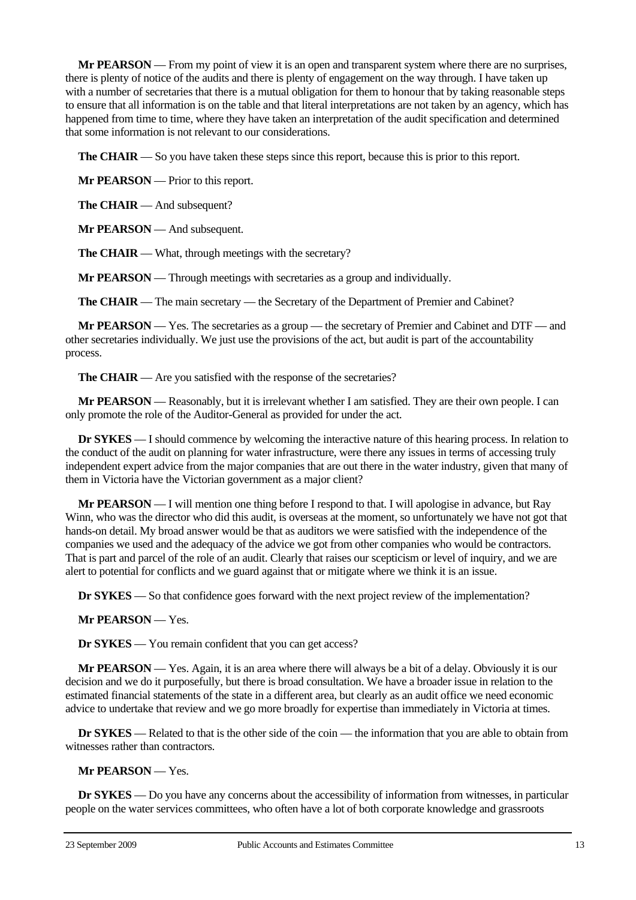**Mr PEARSON** — From my point of view it is an open and transparent system where there are no surprises, there is plenty of notice of the audits and there is plenty of engagement on the way through. I have taken up with a number of secretaries that there is a mutual obligation for them to honour that by taking reasonable steps to ensure that all information is on the table and that literal interpretations are not taken by an agency, which has happened from time to time, where they have taken an interpretation of the audit specification and determined that some information is not relevant to our considerations.

**The CHAIR** — So you have taken these steps since this report, because this is prior to this report.

**Mr PEARSON** — Prior to this report.

**The CHAIR** — And subsequent?

**Mr PEARSON** — And subsequent.

**The CHAIR** — What, through meetings with the secretary?

**Mr PEARSON** — Through meetings with secretaries as a group and individually.

**The CHAIR** — The main secretary — the Secretary of the Department of Premier and Cabinet?

**Mr PEARSON** — Yes. The secretaries as a group — the secretary of Premier and Cabinet and DTF — and other secretaries individually. We just use the provisions of the act, but audit is part of the accountability process.

**The CHAIR** — Are you satisfied with the response of the secretaries?

**Mr PEARSON** — Reasonably, but it is irrelevant whether I am satisfied. They are their own people. I can only promote the role of the Auditor-General as provided for under the act.

**Dr SYKES** — I should commence by welcoming the interactive nature of this hearing process. In relation to the conduct of the audit on planning for water infrastructure, were there any issues in terms of accessing truly independent expert advice from the major companies that are out there in the water industry, given that many of them in Victoria have the Victorian government as a major client?

**Mr PEARSON** — I will mention one thing before I respond to that. I will apologise in advance, but Ray Winn, who was the director who did this audit, is overseas at the moment, so unfortunately we have not got that hands-on detail. My broad answer would be that as auditors we were satisfied with the independence of the companies we used and the adequacy of the advice we got from other companies who would be contractors. That is part and parcel of the role of an audit. Clearly that raises our scepticism or level of inquiry, and we are alert to potential for conflicts and we guard against that or mitigate where we think it is an issue.

**Dr SYKES** — So that confidence goes forward with the next project review of the implementation?

**Mr PEARSON** — Yes.

**Dr SYKES** — You remain confident that you can get access?

**Mr PEARSON** — Yes. Again, it is an area where there will always be a bit of a delay. Obviously it is our decision and we do it purposefully, but there is broad consultation. We have a broader issue in relation to the estimated financial statements of the state in a different area, but clearly as an audit office we need economic advice to undertake that review and we go more broadly for expertise than immediately in Victoria at times.

**Dr SYKES** — Related to that is the other side of the coin — the information that you are able to obtain from witnesses rather than contractors.

**Mr PEARSON** — Yes.

**Dr SYKES** — Do you have any concerns about the accessibility of information from witnesses, in particular people on the water services committees, who often have a lot of both corporate knowledge and grassroots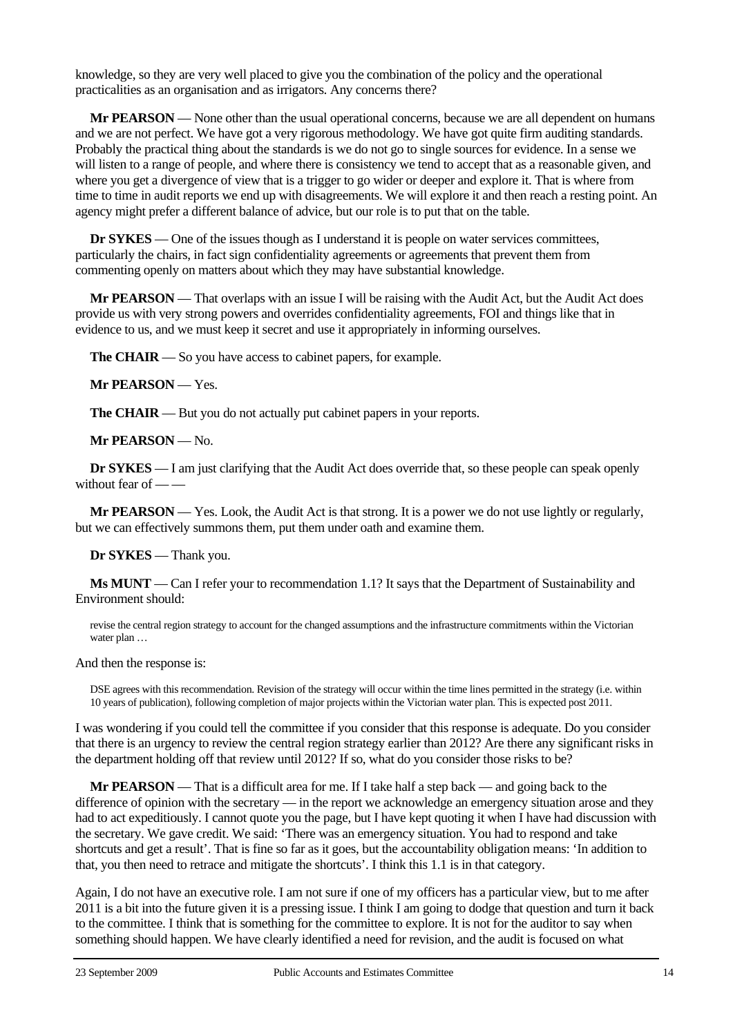knowledge, so they are very well placed to give you the combination of the policy and the operational practicalities as an organisation and as irrigators. Any concerns there?

**Mr PEARSON** — None other than the usual operational concerns, because we are all dependent on humans and we are not perfect. We have got a very rigorous methodology. We have got quite firm auditing standards. Probably the practical thing about the standards is we do not go to single sources for evidence. In a sense we will listen to a range of people, and where there is consistency we tend to accept that as a reasonable given, and where you get a divergence of view that is a trigger to go wider or deeper and explore it. That is where from time to time in audit reports we end up with disagreements. We will explore it and then reach a resting point. An agency might prefer a different balance of advice, but our role is to put that on the table.

**Dr SYKES** — One of the issues though as I understand it is people on water services committees, particularly the chairs, in fact sign confidentiality agreements or agreements that prevent them from commenting openly on matters about which they may have substantial knowledge.

**Mr PEARSON** — That overlaps with an issue I will be raising with the Audit Act, but the Audit Act does provide us with very strong powers and overrides confidentiality agreements, FOI and things like that in evidence to us, and we must keep it secret and use it appropriately in informing ourselves.

**The CHAIR** — So you have access to cabinet papers, for example.

**Mr PEARSON** — Yes.

**The CHAIR** — But you do not actually put cabinet papers in your reports.

**Mr PEARSON** — No.

**Dr SYKES** — I am just clarifying that the Audit Act does override that, so these people can speak openly without fear of — —

**Mr PEARSON** — Yes. Look, the Audit Act is that strong. It is a power we do not use lightly or regularly, but we can effectively summons them, put them under oath and examine them.

**Dr SYKES** — Thank you.

**Ms MUNT** — Can I refer your to recommendation 1.1? It says that the Department of Sustainability and Environment should:

> revise the central region strategy to account for the changed assumptions and the infrastructure commitments within the Victorian water plan …

And then the response is:

> DSE agrees with this recommendation. Revision of the strategy will occur within the time lines permitted in the strategy (i.e. within 10 years of publication), following completion of major projects within the Victorian water plan. This is expected post 2011.

I was wondering if you could tell the committee if you consider that this response is adequate. Do you consider that there is an urgency to review the central region strategy earlier than 2012? Are there any significant risks in the department holding off that review until 2012? If so, what do you consider those risks to be?

**Mr PEARSON** — That is a difficult area for me. If I take half a step back — and going back to the difference of opinion with the secretary — in the report we acknowledge an emergency situation arose and they had to act expeditiously. I cannot quote you the page, but I have kept quoting it when I have had discussion with the secretary. We gave credit. We said: 'There was an emergency situation. You had to respond and take shortcuts and get a result'. That is fine so far as it goes, but the accountability obligation means: 'In addition to that, you then need to retrace and mitigate the shortcuts'. I think this 1.1 is in that category.

Again, I do not have an executive role. I am not sure if one of my officers has a particular view, but to me after 2011 is a bit into the future given it is a pressing issue. I think I am going to dodge that question and turn it back to the committee. I think that is something for the committee to explore. It is not for the auditor to say when something should happen. We have clearly identified a need for revision, and the audit is focused on what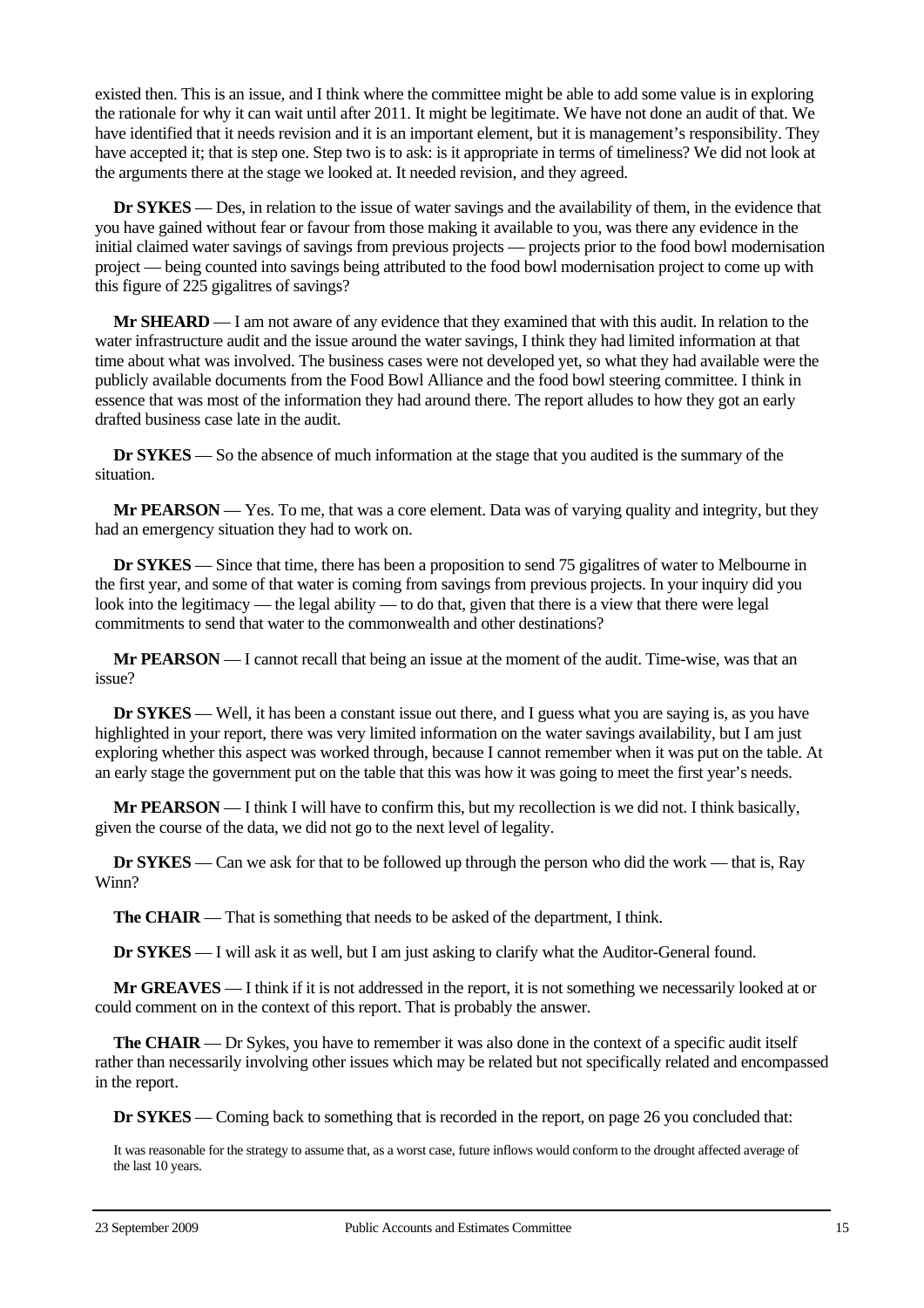existed then. This is an issue, and I think where the committee might be able to add some value is in exploring the rationale for why it can wait until after 2011. It might be legitimate. We have not done an audit of that. We have identified that it needs revision and it is an important element, but it is management's responsibility. They have accepted it; that is step one. Step two is to ask: is it appropriate in terms of timeliness? We did not look at the arguments there at the stage we looked at. It needed revision, and they agreed.

**Dr SYKES** — Des, in relation to the issue of water savings and the availability of them, in the evidence that you have gained without fear or favour from those making it available to you, was there any evidence in the initial claimed water savings of savings from previous projects — projects prior to the food bowl modernisation project — being counted into savings being attributed to the food bowl modernisation project to come up with this figure of 225 gigalitres of savings?

**Mr SHEARD** — I am not aware of any evidence that they examined that with this audit. In relation to the water infrastructure audit and the issue around the water savings, I think they had limited information at that time about what was involved. The business cases were not developed yet, so what they had available were the publicly available documents from the Food Bowl Alliance and the food bowl steering committee. I think in essence that was most of the information they had around there. The report alludes to how they got an early drafted business case late in the audit.

**Dr SYKES** — So the absence of much information at the stage that you audited is the summary of the situation.

**Mr PEARSON** — Yes. To me, that was a core element. Data was of varying quality and integrity, but they had an emergency situation they had to work on.

**Dr SYKES** — Since that time, there has been a proposition to send 75 gigalitres of water to Melbourne in the first year, and some of that water is coming from savings from previous projects. In your inquiry did you look into the legitimacy — the legal ability — to do that, given that there is a view that there were legal commitments to send that water to the commonwealth and other destinations?

**Mr PEARSON** — I cannot recall that being an issue at the moment of the audit. Time-wise, was that an issue?

**Dr SYKES** — Well, it has been a constant issue out there, and I guess what you are saying is, as you have highlighted in your report, there was very limited information on the water savings availability, but I am just exploring whether this aspect was worked through, because I cannot remember when it was put on the table. At an early stage the government put on the table that this was how it was going to meet the first year's needs.

**Mr PEARSON** — I think I will have to confirm this, but my recollection is we did not. I think basically, given the course of the data, we did not go to the next level of legality.

**Dr SYKES** — Can we ask for that to be followed up through the person who did the work — that is, Ray Winn?

**The CHAIR** — That is something that needs to be asked of the department, I think.

**Dr SYKES** — I will ask it as well, but I am just asking to clarify what the Auditor-General found.

**Mr GREAVES** — I think if it is not addressed in the report, it is not something we necessarily looked at or could comment on in the context of this report. That is probably the answer.

**The CHAIR** — Dr Sykes, you have to remember it was also done in the context of a specific audit itself rather than necessarily involving other issues which may be related but not specifically related and encompassed in the report.

**Dr SYKES** — Coming back to something that is recorded in the report, on page 26 you concluded that:

> It was reasonable for the strategy to assume that, as a worst case, future inflows would conform to the drought affected average of the last 10 years.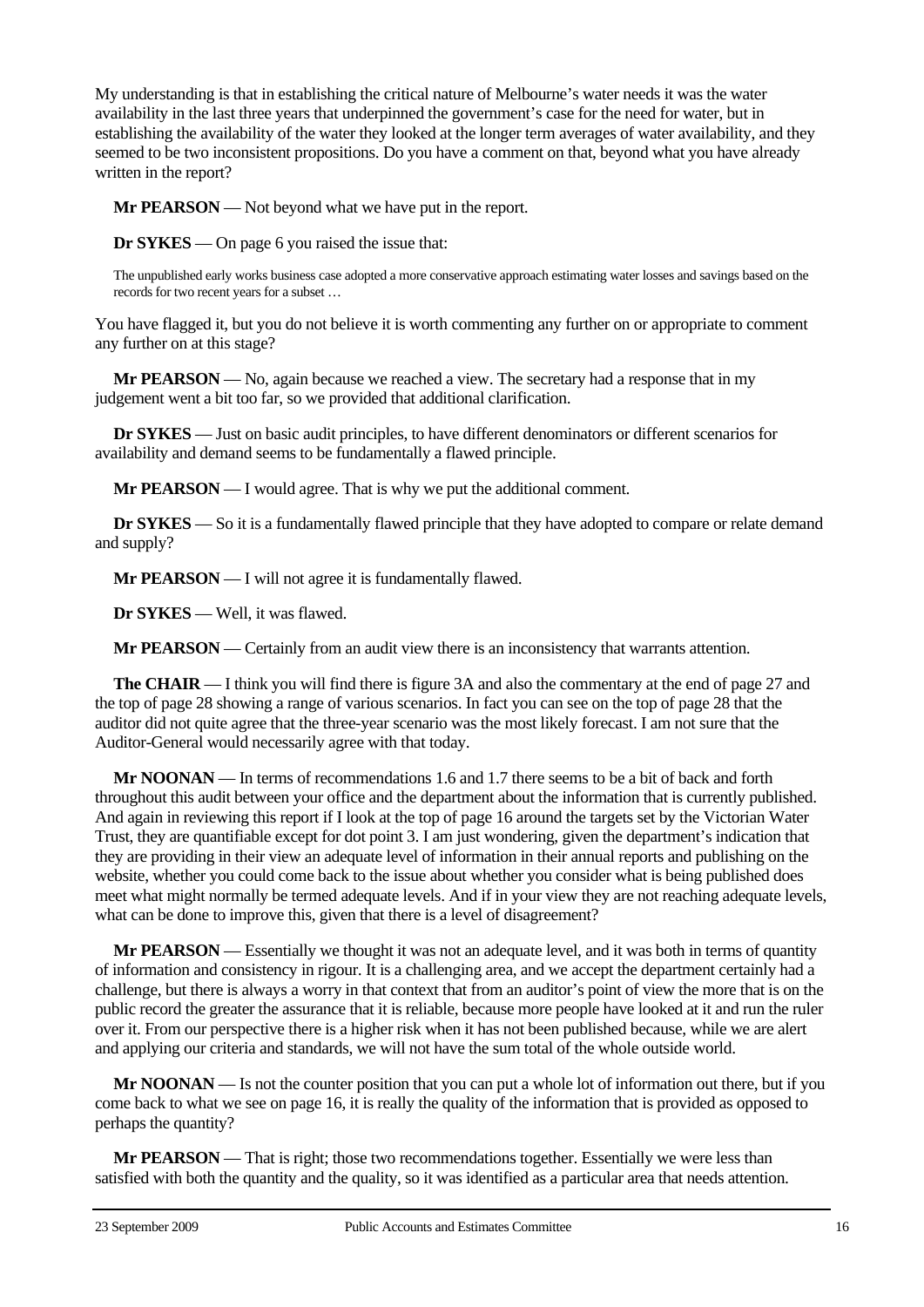My understanding is that in establishing the critical nature of Melbourne's water needs it was the water availability in the last three years that underpinned the government's case for the need for water, but in establishing the availability of the water they looked at the longer term averages of water availability, and they seemed to be two inconsistent propositions. Do you have a comment on that, beyond what you have already written in the report?

**Mr PEARSON** — Not beyond what we have put in the report.

**Dr SYKES** — On page 6 you raised the issue that:

> The unpublished early works business case adopted a more conservative approach estimating water losses and savings based on the records for two recent years for a subset …

You have flagged it, but you do not believe it is worth commenting any further on or appropriate to comment any further on at this stage?

**Mr PEARSON** — No, again because we reached a view. The secretary had a response that in my judgement went a bit too far, so we provided that additional clarification.

**Dr SYKES** — Just on basic audit principles, to have different denominators or different scenarios for availability and demand seems to be fundamentally a flawed principle.

**Mr PEARSON** — I would agree. That is why we put the additional comment.

**Dr SYKES** — So it is a fundamentally flawed principle that they have adopted to compare or relate demand and supply?

**Mr PEARSON** — I will not agree it is fundamentally flawed.

**Dr SYKES** — Well, it was flawed.

**Mr PEARSON** — Certainly from an audit view there is an inconsistency that warrants attention.

**The CHAIR** — I think you will find there is figure 3A and also the commentary at the end of page 27 and the top of page 28 showing a range of various scenarios. In fact you can see on the top of page 28 that the auditor did not quite agree that the three-year scenario was the most likely forecast. I am not sure that the Auditor-General would necessarily agree with that today.

**Mr NOONAN** — In terms of recommendations 1.6 and 1.7 there seems to be a bit of back and forth throughout this audit between your office and the department about the information that is currently published. And again in reviewing this report if I look at the top of page 16 around the targets set by the Victorian Water Trust, they are quantifiable except for dot point 3. I am just wondering, given the department's indication that they are providing in their view an adequate level of information in their annual reports and publishing on the website, whether you could come back to the issue about whether you consider what is being published does meet what might normally be termed adequate levels. And if in your view they are not reaching adequate levels, what can be done to improve this, given that there is a level of disagreement?

**Mr PEARSON** — Essentially we thought it was not an adequate level, and it was both in terms of quantity of information and consistency in rigour. It is a challenging area, and we accept the department certainly had a challenge, but there is always a worry in that context that from an auditor's point of view the more that is on the public record the greater the assurance that it is reliable, because more people have looked at it and run the ruler over it. From our perspective there is a higher risk when it has not been published because, while we are alert and applying our criteria and standards, we will not have the sum total of the whole outside world.

**Mr NOONAN** — Is not the counter position that you can put a whole lot of information out there, but if you come back to what we see on page 16, it is really the quality of the information that is provided as opposed to perhaps the quantity?

**Mr PEARSON** — That is right; those two recommendations together. Essentially we were less than satisfied with both the quantity and the quality, so it was identified as a particular area that needs attention.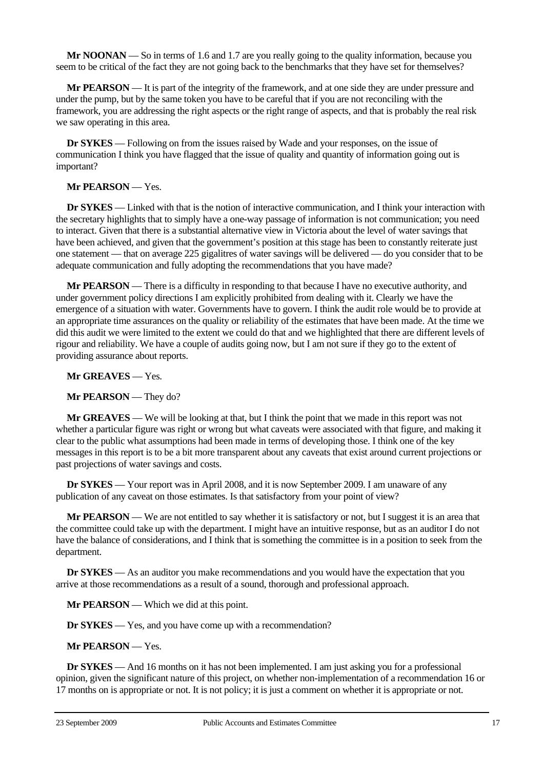**Mr NOONAN** — So in terms of 1.6 and 1.7 are you really going to the quality information, because you seem to be critical of the fact they are not going back to the benchmarks that they have set for themselves?

**Mr PEARSON** — It is part of the integrity of the framework, and at one side they are under pressure and under the pump, but by the same token you have to be careful that if you are not reconciling with the framework, you are addressing the right aspects or the right range of aspects, and that is probably the real risk we saw operating in this area.

**Dr SYKES** — Following on from the issues raised by Wade and your responses, on the issue of communication I think you have flagged that the issue of quality and quantity of information going out is important?

**Mr PEARSON** — Yes.

**Dr SYKES** — Linked with that is the notion of interactive communication, and I think your interaction with the secretary highlights that to simply have a one-way passage of information is not communication; you need to interact. Given that there is a substantial alternative view in Victoria about the level of water savings that have been achieved, and given that the government's position at this stage has been to constantly reiterate just one statement — that on average 225 gigalitres of water savings will be delivered — do you consider that to be adequate communication and fully adopting the recommendations that you have made?

**Mr PEARSON** — There is a difficulty in responding to that because I have no executive authority, and under government policy directions I am explicitly prohibited from dealing with it. Clearly we have the emergence of a situation with water. Governments have to govern. I think the audit role would be to provide at an appropriate time assurances on the quality or reliability of the estimates that have been made. At the time we did this audit we were limited to the extent we could do that and we highlighted that there are different levels of rigour and reliability. We have a couple of audits going now, but I am not sure if they go to the extent of providing assurance about reports.

**Mr GREAVES** — Yes.

**Mr PEARSON** — They do?

**Mr GREAVES** — We will be looking at that, but I think the point that we made in this report was not whether a particular figure was right or wrong but what caveats were associated with that figure, and making it clear to the public what assumptions had been made in terms of developing those. I think one of the key messages in this report is to be a bit more transparent about any caveats that exist around current projections or past projections of water savings and costs.

**Dr SYKES** — Your report was in April 2008, and it is now September 2009. I am unaware of any publication of any caveat on those estimates. Is that satisfactory from your point of view?

**Mr PEARSON** — We are not entitled to say whether it is satisfactory or not, but I suggest it is an area that the committee could take up with the department. I might have an intuitive response, but as an auditor I do not have the balance of considerations, and I think that is something the committee is in a position to seek from the department.

**Dr SYKES** — As an auditor you make recommendations and you would have the expectation that you arrive at those recommendations as a result of a sound, thorough and professional approach.

**Mr PEARSON** — Which we did at this point.

**Dr SYKES** — Yes, and you have come up with a recommendation?

**Mr PEARSON** — Yes.

**Dr SYKES** — And 16 months on it has not been implemented. I am just asking you for a professional opinion, given the significant nature of this project, on whether non-implementation of a recommendation 16 or 17 months on is appropriate or not. It is not policy; it is just a comment on whether it is appropriate or not.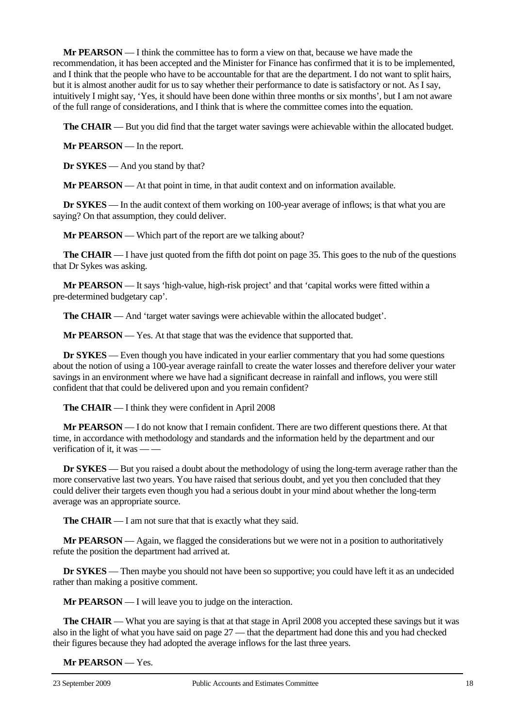**Mr PEARSON** — I think the committee has to form a view on that, because we have made the recommendation, it has been accepted and the Minister for Finance has confirmed that it is to be implemented, and I think that the people who have to be accountable for that are the department. I do not want to split hairs, but it is almost another audit for us to say whether their performance to date is satisfactory or not. As I say, intuitively I might say, 'Yes, it should have been done within three months or six months', but I am not aware of the full range of considerations, and I think that is where the committee comes into the equation.

**The CHAIR** — But you did find that the target water savings were achievable within the allocated budget.

**Mr PEARSON** — In the report.

**Dr SYKES** — And you stand by that?

**Mr PEARSON** — At that point in time, in that audit context and on information available.

**Dr SYKES** — In the audit context of them working on 100-year average of inflows; is that what you are saying? On that assumption, they could deliver.

**Mr PEARSON** — Which part of the report are we talking about?

**The CHAIR** — I have just quoted from the fifth dot point on page 35. This goes to the nub of the questions that Dr Sykes was asking.

**Mr PEARSON** — It says 'high-value, high-risk project' and that 'capital works were fitted within a pre-determined budgetary cap'.

**The CHAIR** — And 'target water savings were achievable within the allocated budget'.

**Mr PEARSON** — Yes. At that stage that was the evidence that supported that.

**Dr SYKES** — Even though you have indicated in your earlier commentary that you had some questions about the notion of using a 100-year average rainfall to create the water losses and therefore deliver your water savings in an environment where we have had a significant decrease in rainfall and inflows, you were still confident that that could be delivered upon and you remain confident?

**The CHAIR** — I think they were confident in April 2008

**Mr PEARSON** — I do not know that I remain confident. There are two different questions there. At that time, in accordance with methodology and standards and the information held by the department and our verification of it, it was — —

**Dr SYKES** — But you raised a doubt about the methodology of using the long-term average rather than the more conservative last two years. You have raised that serious doubt, and yet you then concluded that they could deliver their targets even though you had a serious doubt in your mind about whether the long-term average was an appropriate source.

**The CHAIR** — I am not sure that that is exactly what they said.

**Mr PEARSON** — Again, we flagged the considerations but we were not in a position to authoritatively refute the position the department had arrived at.

**Dr SYKES** — Then maybe you should not have been so supportive; you could have left it as an undecided rather than making a positive comment.

**Mr PEARSON** — I will leave you to judge on the interaction.

**The CHAIR** — What you are saying is that at that stage in April 2008 you accepted these savings but it was also in the light of what you have said on page 27 — that the department had done this and you had checked their figures because they had adopted the average inflows for the last three years.

**Mr PEARSON** — Yes.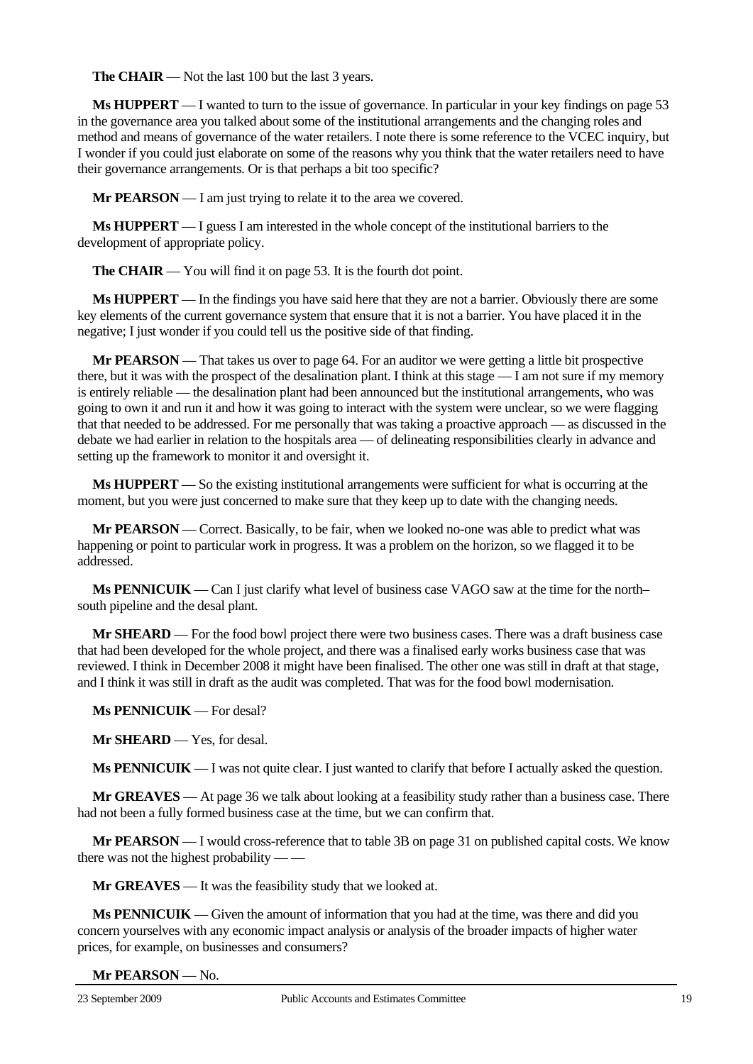**The CHAIR** — Not the last 100 but the last 3 years.

**Ms HUPPERT** — I wanted to turn to the issue of governance. In particular in your key findings on page 53 in the governance area you talked about some of the institutional arrangements and the changing roles and method and means of governance of the water retailers. I note there is some reference to the VCEC inquiry, but I wonder if you could just elaborate on some of the reasons why you think that the water retailers need to have their governance arrangements. Or is that perhaps a bit too specific?

**Mr PEARSON** — I am just trying to relate it to the area we covered.

**Ms HUPPERT** — I guess I am interested in the whole concept of the institutional barriers to the development of appropriate policy.

**The CHAIR** — You will find it on page 53. It is the fourth dot point.

**Ms HUPPERT** — In the findings you have said here that they are not a barrier. Obviously there are some key elements of the current governance system that ensure that it is not a barrier. You have placed it in the negative; I just wonder if you could tell us the positive side of that finding.

**Mr PEARSON** — That takes us over to page 64. For an auditor we were getting a little bit prospective there, but it was with the prospect of the desalination plant. I think at this stage — I am not sure if my memory is entirely reliable — the desalination plant had been announced but the institutional arrangements, who was going to own it and run it and how it was going to interact with the system were unclear, so we were flagging that that needed to be addressed. For me personally that was taking a proactive approach — as discussed in the debate we had earlier in relation to the hospitals area — of delineating responsibilities clearly in advance and setting up the framework to monitor it and oversight it.

**Ms HUPPERT** — So the existing institutional arrangements were sufficient for what is occurring at the moment, but you were just concerned to make sure that they keep up to date with the changing needs.

**Mr PEARSON** — Correct. Basically, to be fair, when we looked no-one was able to predict what was happening or point to particular work in progress. It was a problem on the horizon, so we flagged it to be addressed.

**Ms PENNICUIK** — Can I just clarify what level of business case VAGO saw at the time for the north–south pipeline and the desal plant.

**Mr SHEARD** — For the food bowl project there were two business cases. There was a draft business case that had been developed for the whole project, and there was a finalised early works business case that was reviewed. I think in December 2008 it might have been finalised. The other one was still in draft at that stage, and I think it was still in draft as the audit was completed. That was for the food bowl modernisation.

**Ms PENNICUIK** — For desal?

**Mr SHEARD** — Yes, for desal.

**Ms PENNICUIK** — I was not quite clear. I just wanted to clarify that before I actually asked the question.

**Mr GREAVES** — At page 36 we talk about looking at a feasibility study rather than a business case. There had not been a fully formed business case at the time, but we can confirm that.

**Mr PEARSON** — I would cross-reference that to table 3B on page 31 on published capital costs. We know there was not the highest probability — —

**Mr GREAVES** — It was the feasibility study that we looked at.

**Ms PENNICUIK** — Given the amount of information that you had at the time, was there and did you concern yourselves with any economic impact analysis or analysis of the broader impacts of higher water prices, for example, on businesses and consumers?

**Mr PEARSON** — No.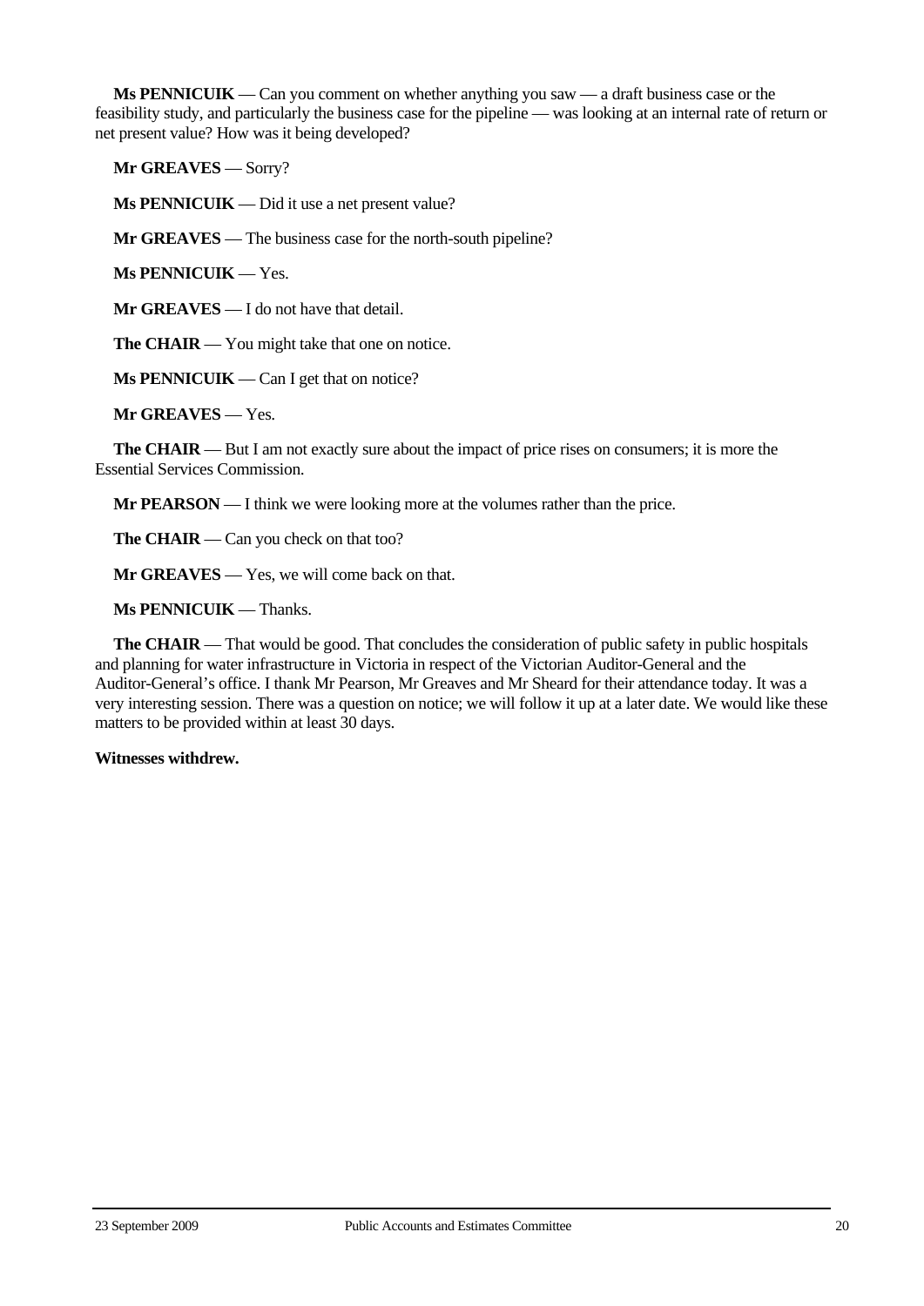**Ms PENNICUIK** — Can you comment on whether anything you saw — a draft business case or the feasibility study, and particularly the business case for the pipeline — was looking at an internal rate of return or net present value? How was it being developed?

**Mr GREAVES** — Sorry?

**Ms PENNICUIK** — Did it use a net present value?

**Mr GREAVES** — The business case for the north-south pipeline?

**Ms PENNICUIK** — Yes.

**Mr GREAVES** — I do not have that detail.

**The CHAIR** — You might take that one on notice.

**Ms PENNICUIK** — Can I get that on notice?

**Mr GREAVES** — Yes.

**The CHAIR** — But I am not exactly sure about the impact of price rises on consumers; it is more the Essential Services Commission.

**Mr PEARSON** — I think we were looking more at the volumes rather than the price.

**The CHAIR** — Can you check on that too?

**Mr GREAVES** — Yes, we will come back on that.

**Ms PENNICUIK** — Thanks.

**The CHAIR** — That would be good. That concludes the consideration of public safety in public hospitals and planning for water infrastructure in Victoria in respect of the Victorian Auditor-General and the Auditor-General's office. I thank Mr Pearson, Mr Greaves and Mr Sheard for their attendance today. It was a very interesting session. There was a question on notice; we will follow it up at a later date. We would like these matters to be provided within at least 30 days.

**Witnesses withdrew.**